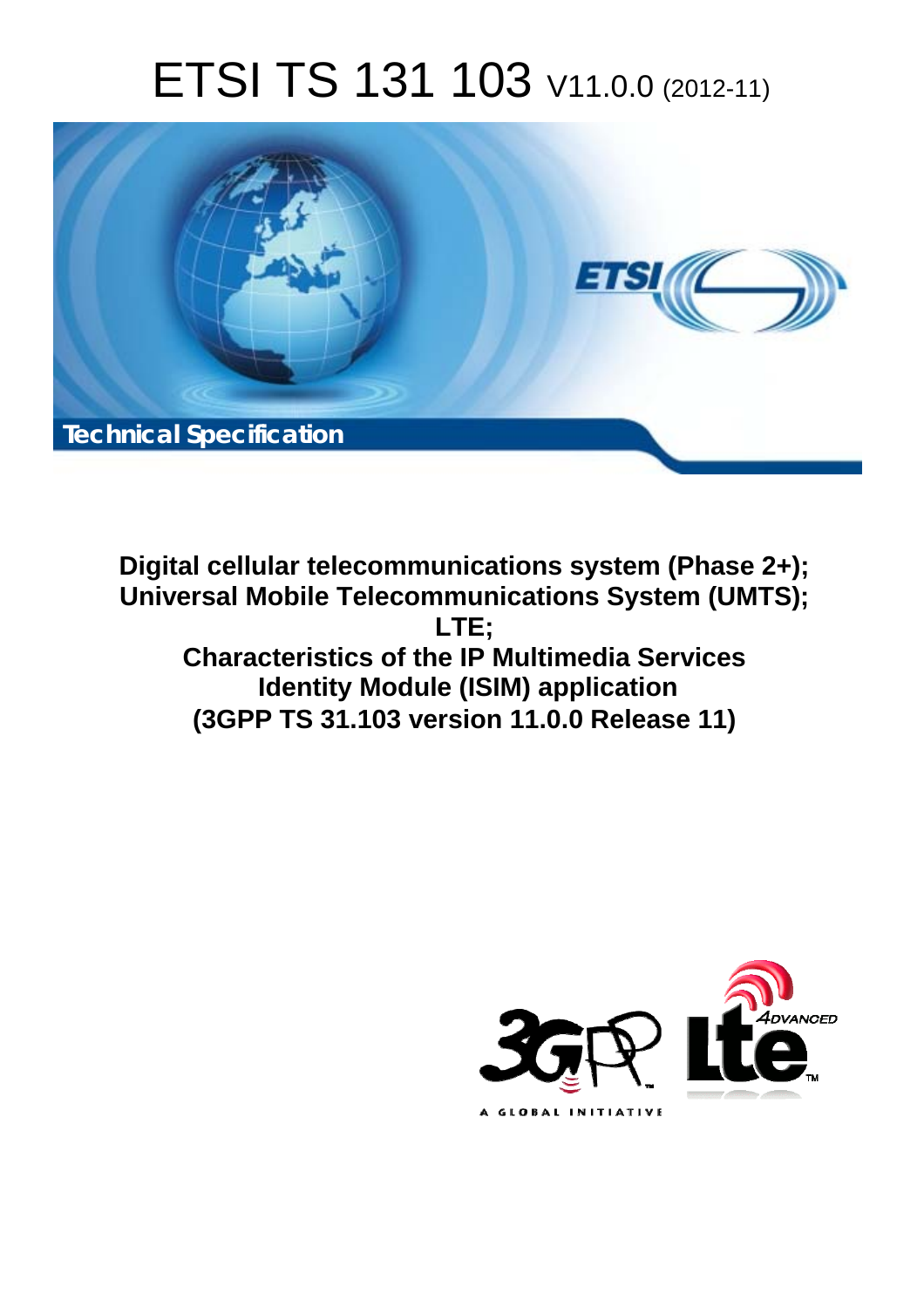# ETSI TS 131 103 V11.0.0 (2012-11)

Technical Specification

**Digital cellular telecommunications system (Phase 2+);**
**Universal Mobile Telecommunications System (UMTS);**
**LTE;**
**Characteristics of the IP Multimedia Services Identity Module (ISIM) application**
**(3GPP TS 31.103 version 11.0.0 Release 11)**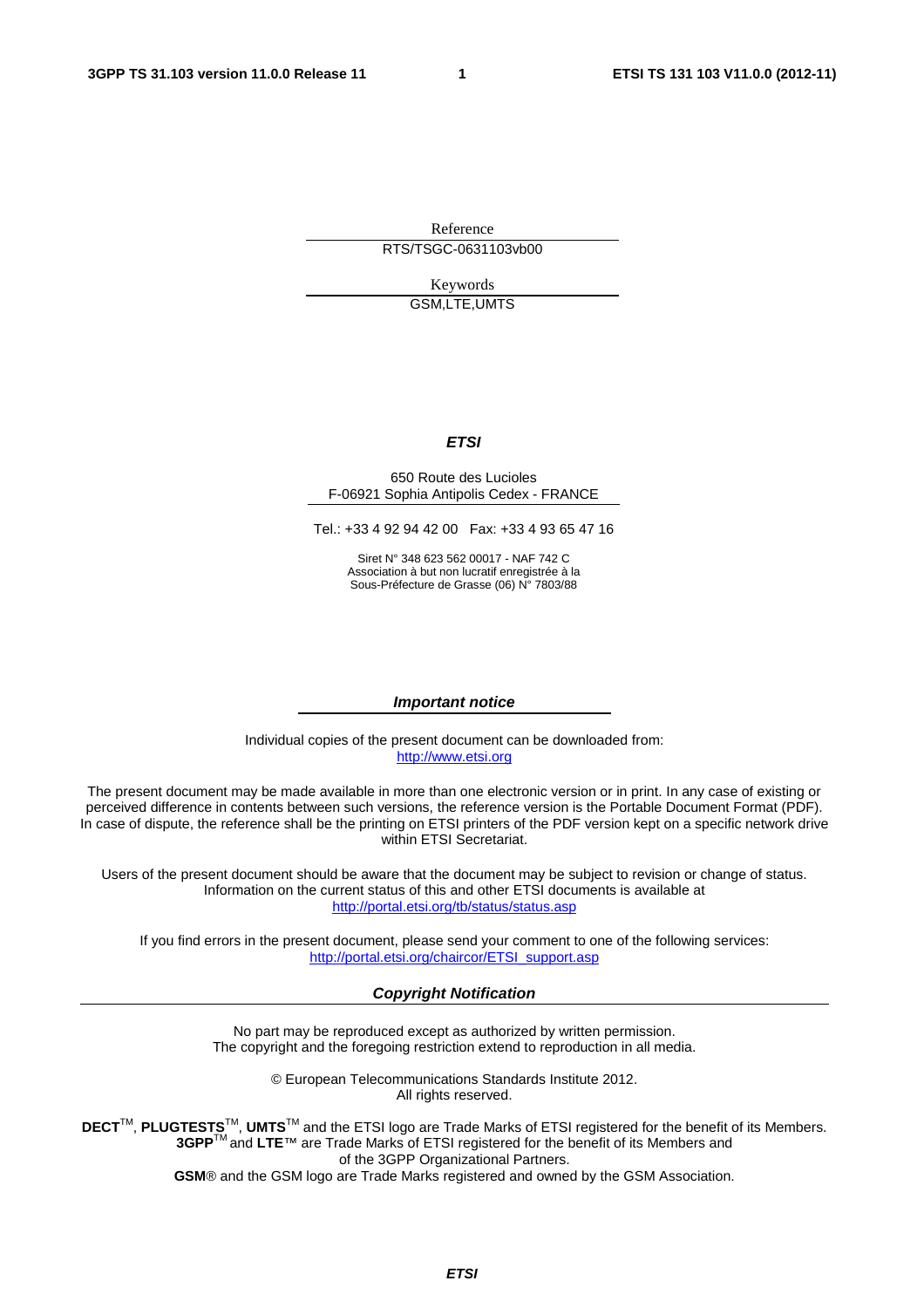Reference

RTS/TSGC-0631103vb00

Keywords

GSM,LTE,UMTS

***ETSI***

650 Route des Lucioles
F-06921 Sophia Antipolis Cedex - FRANCE

Tel.: +33 4 92 94 42 00 Fax: +33 4 93 65 47 16

Siret N° 348 623 562 00017 - NAF 742 C
Association à but non lucratif enregistrée à la
Sous-Préfecture de Grasse (06) N° 7803/88

***Important notice***

Individual copies of the present document can be downloaded from:
http://www.etsi.org

The present document may be made available in more than one electronic version or in print. In any case of existing or perceived difference in contents between such versions, the reference version is the Portable Document Format (PDF). In case of dispute, the reference shall be the printing on ETSI printers of the PDF version kept on a specific network drive within ETSI Secretariat.

Users of the present document should be aware that the document may be subject to revision or change of status. Information on the current status of this and other ETSI documents is available at
http://portal.etsi.org/tb/status/status.asp

If you find errors in the present document, please send your comment to one of the following services:
http://portal.etsi.org/chaircor/ETSI_support.asp

***Copyright Notification***

No part may be reproduced except as authorized by written permission.
The copyright and the foregoing restriction extend to reproduction in all media.

© European Telecommunications Standards Institute 2012.
All rights reserved.

**DECT**™, **PLUGTESTS**™, **UMTS**™ and the ETSI logo are Trade Marks of ETSI registered for the benefit of its Members.
**3GPP**™ and **LTE**™ are Trade Marks of ETSI registered for the benefit of its Members and of the 3GPP Organizational Partners.
**GSM**® and the GSM logo are Trade Marks registered and owned by the GSM Association.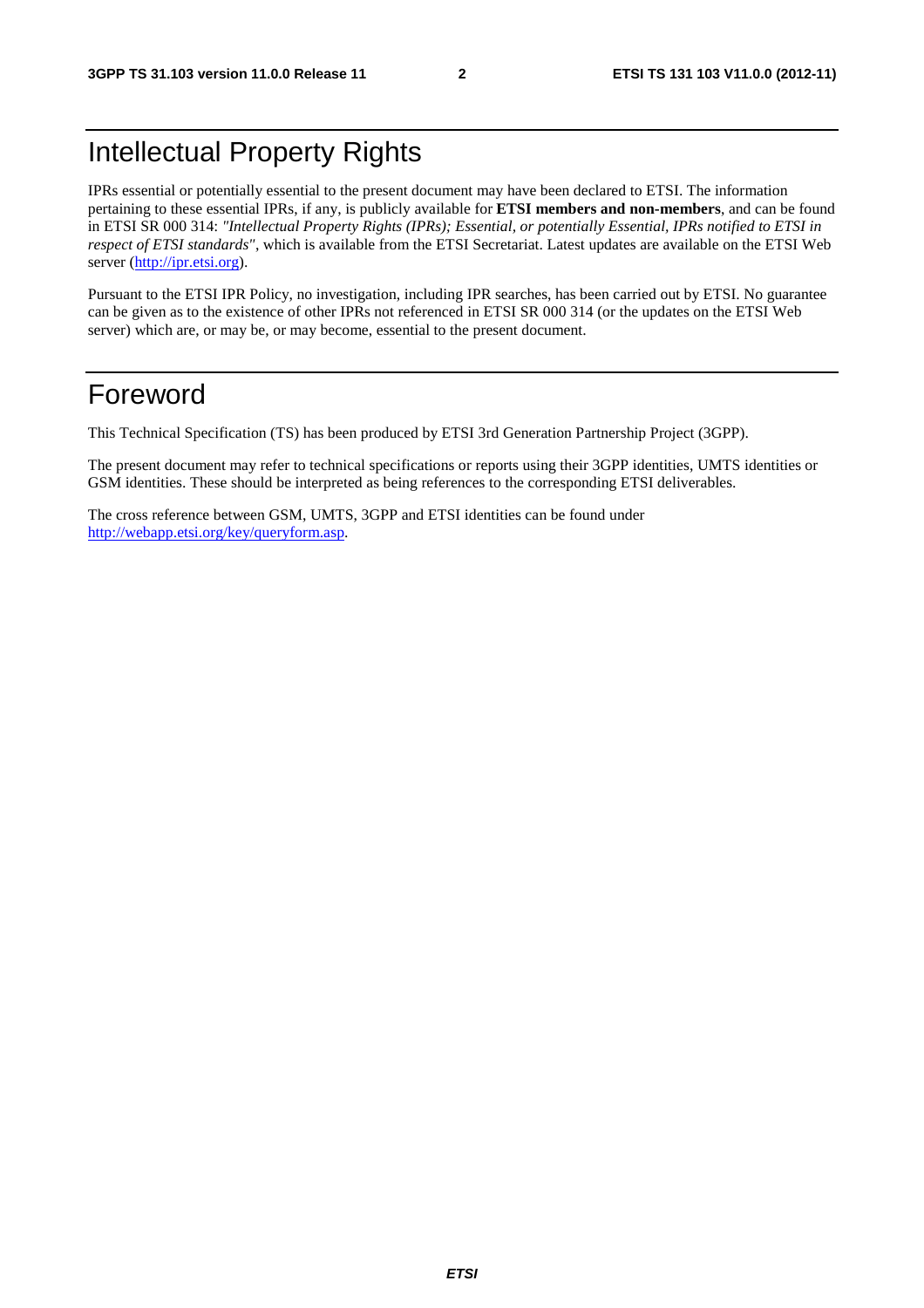# Intellectual Property Rights

IPRs essential or potentially essential to the present document may have been declared to ETSI. The information pertaining to these essential IPRs, if any, is publicly available for **ETSI members and non-members**, and can be found in ETSI SR 000 314: *"Intellectual Property Rights (IPRs); Essential, or potentially Essential, IPRs notified to ETSI in respect of ETSI standards"*, which is available from the ETSI Secretariat. Latest updates are available on the ETSI Web server (http://ipr.etsi.org).

Pursuant to the ETSI IPR Policy, no investigation, including IPR searches, has been carried out by ETSI. No guarantee can be given as to the existence of other IPRs not referenced in ETSI SR 000 314 (or the updates on the ETSI Web server) which are, or may be, or may become, essential to the present document.

# Foreword

This Technical Specification (TS) has been produced by ETSI 3rd Generation Partnership Project (3GPP).

The present document may refer to technical specifications or reports using their 3GPP identities, UMTS identities or GSM identities. These should be interpreted as being references to the corresponding ETSI deliverables.

The cross reference between GSM, UMTS, 3GPP and ETSI identities can be found under http://webapp.etsi.org/key/queryform.asp.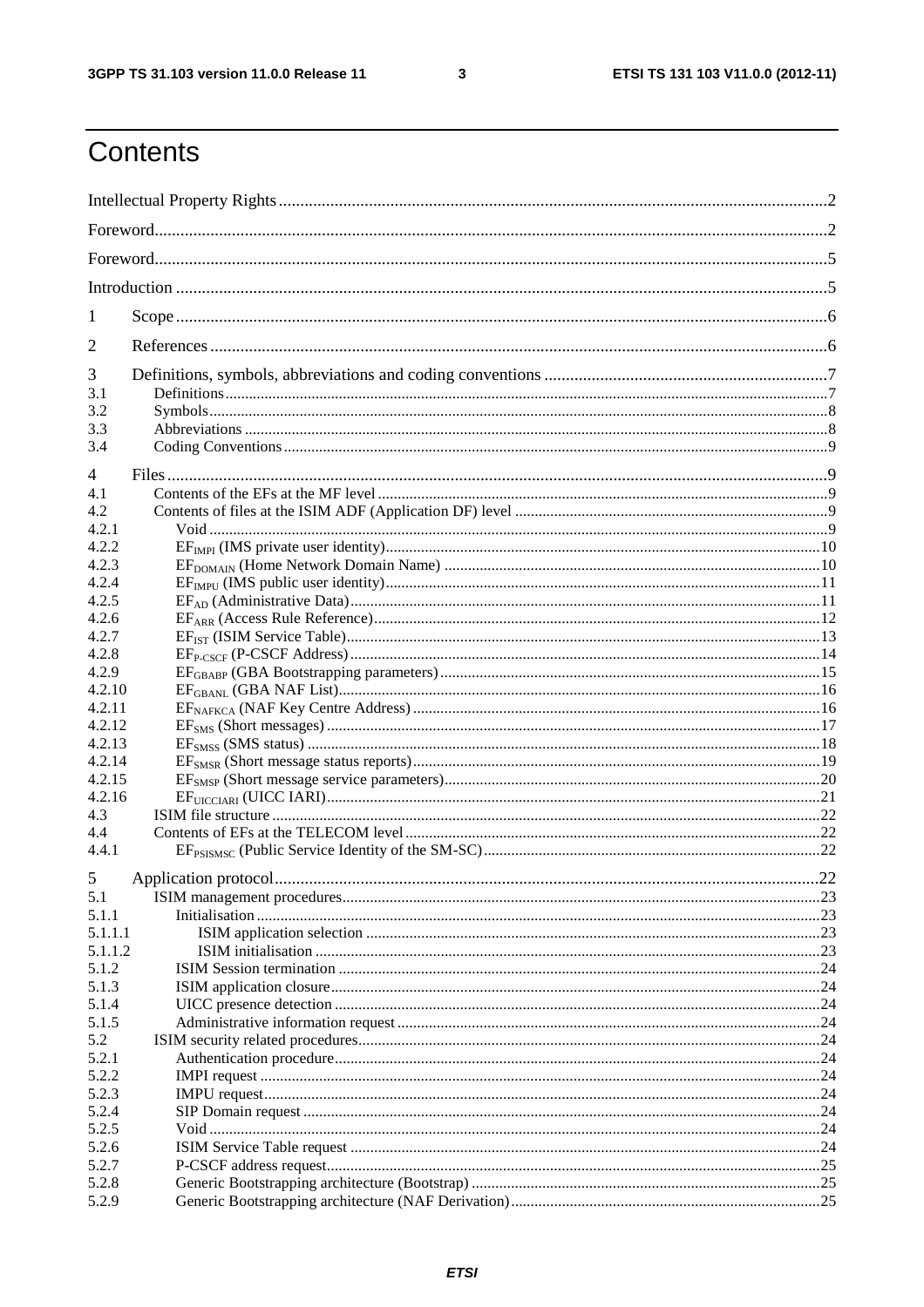# Contents

Intellectual Property Rights ....................................................................................................................................2

Foreword.............................................................................................................................................................2

Foreword.............................................................................................................................................................5

Introduction ........................................................................................................................................................5

1 Scope ........................................................................................................................................................6

2 References ................................................................................................................................................6

3 Definitions, symbols, abbreviations and coding conventions ...................................................................7
3.1 Definitions ...........................................................................................................................................................7
3.2 Symbols...............................................................................................................................................................8
3.3 Abbreviations .....................................................................................................................................................8
3.4 Coding Conventions ............................................................................................................................................9

4 Files ..........................................................................................................................................................9
4.1 Contents of the EFs at the MF level ....................................................................................................................9
4.2 Contents of files at the ISIM ADF (Application DF) level .................................................................................9
4.2.1 Void ..............................................................................................................................................................9
4.2.2 $EF_{IMPI}$ (IMS private user identity)...............................................................................................................10
4.2.3 $EF_{DOMAIN}$ (Home Network Domain Name) ................................................................................................10
4.2.4 $EF_{IMPU}$ (IMS public user identity)...............................................................................................................11
4.2.5 $EF_{AD}$ (Administrative Data)........................................................................................................................11
4.2.6 $EF_{ARR}$ (Access Rule Reference)..................................................................................................................12
4.2.7 $EF_{IST}$ (ISIM Service Table).........................................................................................................................13
4.2.8 $EF_{P-CSCF}$ (P-CSCF Address) ........................................................................................................................14
4.2.9 $EF_{GBABP}$ (GBA Bootstrapping parameters) .................................................................................................15
4.2.10 $EF_{GBANL}$ (GBA NAF List)...........................................................................................................................16
4.2.11 $EF_{NAFKCA}$ (NAF Key Centre Address) ........................................................................................................16
4.2.12 $EF_{SMS}$ (Short messages) ..............................................................................................................................17
4.2.13 $EF_{SMSS}$ (SMS status) ...................................................................................................................................18
4.2.14 $EF_{SMSR}$ (Short message status reports) ........................................................................................................19
4.2.15 $EF_{SMSP}$ (Short message service parameters).................................................................................................20
4.2.16 $EF_{UICCIARI}$ (UICC IARI).............................................................................................................................21
4.3 ISIM file structure ............................................................................................................................................22
4.4 Contents of EFs at the TELECOM level ..........................................................................................................22
4.4.1 $EF_{PSISMSC}$ (Public Service Identity of the SM-SC).......................................................................................22

5 Application protocol ...............................................................................................................................22
5.1 ISIM management procedures..........................................................................................................................23
5.1.1 Initialisation ................................................................................................................................................23
5.1.1.1 ISIM application selection .....................................................................................................................23
5.1.1.2 ISIM initialisation ..................................................................................................................................23
5.1.2 ISIM Session termination ...........................................................................................................................24
5.1.3 ISIM application closure.............................................................................................................................24
5.1.4 UICC presence detection ............................................................................................................................24
5.1.5 Administrative information request ............................................................................................................24
5.2 ISIM security related procedures......................................................................................................................24
5.2.1 Authentication procedure............................................................................................................................24
5.2.2 IMPI request ...............................................................................................................................................24
5.2.3 IMPU request..............................................................................................................................................24
5.2.4 SIP Domain request ....................................................................................................................................24
5.2.5 Void ............................................................................................................................................................24
5.2.6 ISIM Service Table request ........................................................................................................................24
5.2.7 P-CSCF address request..............................................................................................................................25
5.2.8 Generic Bootstrapping architecture (Bootstrap) .........................................................................................25
5.2.9 Generic Bootstrapping architecture (NAF Derivation)................................................................................25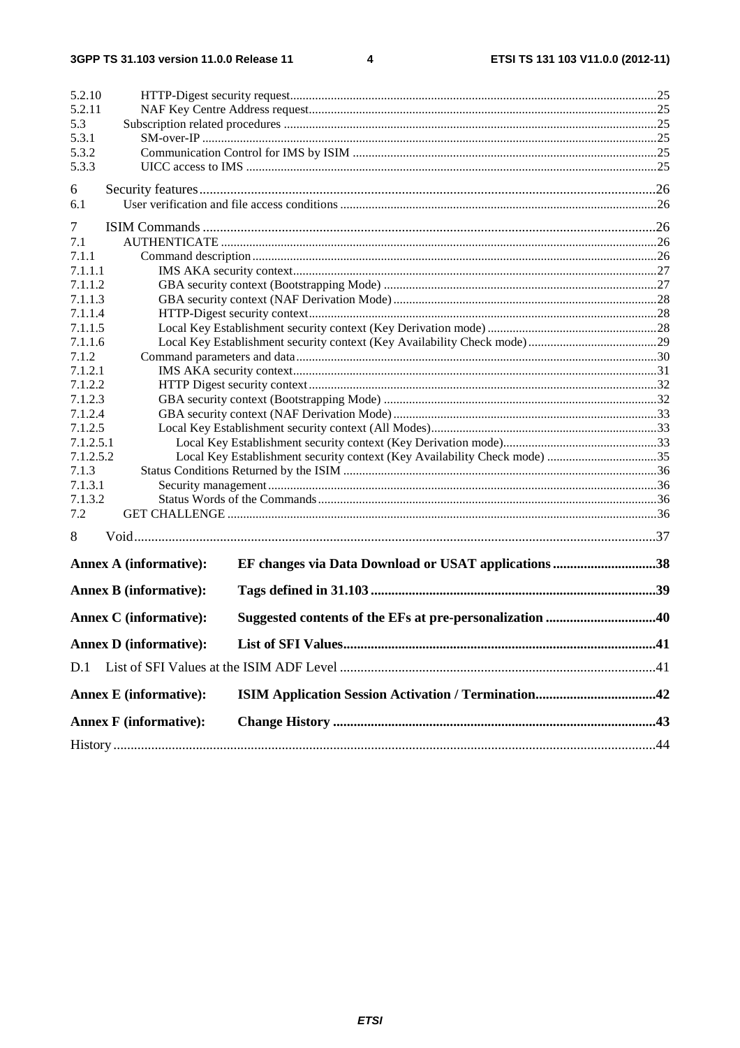5.2.10 HTTP-Digest security request....25
5.2.11 NAF Key Centre Address request....25
5.3 Subscription related procedures....25
5.3.1 SM-over-IP....25
5.3.2 Communication Control for IMS by ISIM....25
5.3.3 UICC access to IMS....25

6 Security features....26
6.1 User verification and file access conditions....26

7 ISIM Commands....26
7.1 AUTHENTICATE....26
7.1.1 Command description....26
7.1.1.1 IMS AKA security context....27
7.1.1.2 GBA security context (Bootstrapping Mode)....27
7.1.1.3 GBA security context (NAF Derivation Mode)....28
7.1.1.4 HTTP-Digest security context....28
7.1.1.5 Local Key Establishment security context (Key Derivation mode)....28
7.1.1.6 Local Key Establishment security context (Key Availability Check mode)....29
7.1.2 Command parameters and data....30
7.1.2.1 IMS AKA security context....31
7.1.2.2 HTTP Digest security context....32
7.1.2.3 GBA security context (Bootstrapping Mode)....32
7.1.2.4 GBA security context (NAF Derivation Mode)....33
7.1.2.5 Local Key Establishment security context (All Modes)....33
7.1.2.5.1 Local Key Establishment security context (Key Derivation mode)....33
7.1.2.5.2 Local Key Establishment security context (Key Availability Check mode)....35
7.1.3 Status Conditions Returned by the ISIM....36
7.1.3.1 Security management....36
7.1.3.2 Status Words of the Commands....36
7.2 GET CHALLENGE....36

8 Void....37

**Annex A (informative): EF changes via Data Download or USAT applications....38**

**Annex B (informative): Tags defined in 31.103....39**

**Annex C (informative): Suggested contents of the EFs at pre-personalization....40**

**Annex D (informative): List of SFI Values....41**

D.1 List of SFI Values at the ISIM ADF Level....41

**Annex E (informative): ISIM Application Session Activation / Termination....42**

**Annex F (informative): Change History....43**

History....44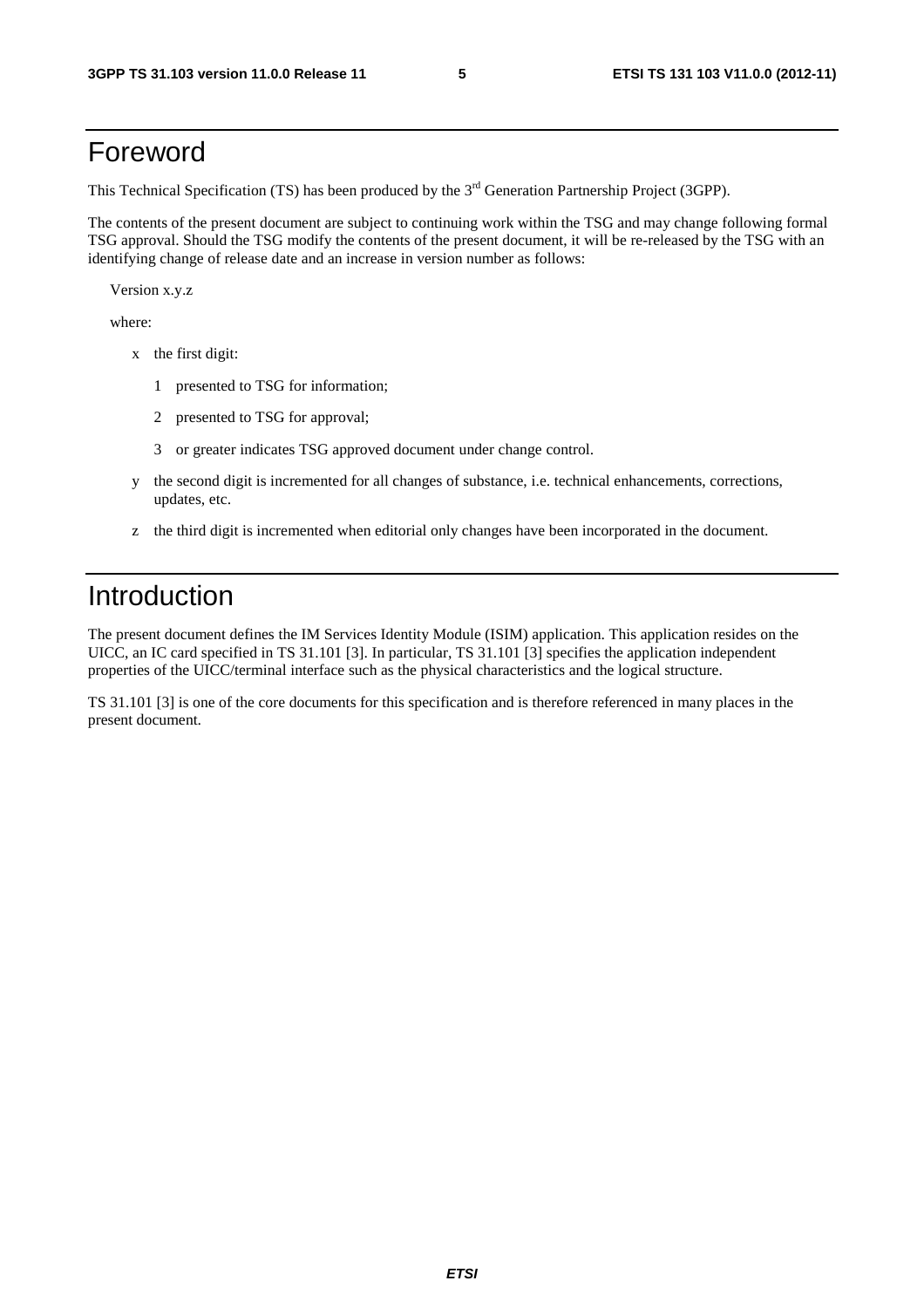# Foreword

This Technical Specification (TS) has been produced by the 3rd Generation Partnership Project (3GPP).

The contents of the present document are subject to continuing work within the TSG and may change following formal TSG approval. Should the TSG modify the contents of the present document, it will be re-released by the TSG with an identifying change of release date and an increase in version number as follows:

Version x.y.z

where:

- x the first digit:
  - 1 presented to TSG for information;
  - 2 presented to TSG for approval;
  - 3 or greater indicates TSG approved document under change control.
- y the second digit is incremented for all changes of substance, i.e. technical enhancements, corrections, updates, etc.
- z the third digit is incremented when editorial only changes have been incorporated in the document.

# Introduction

The present document defines the IM Services Identity Module (ISIM) application. This application resides on the UICC, an IC card specified in TS 31.101 [3]. In particular, TS 31.101 [3] specifies the application independent properties of the UICC/terminal interface such as the physical characteristics and the logical structure.

TS 31.101 [3] is one of the core documents for this specification and is therefore referenced in many places in the present document.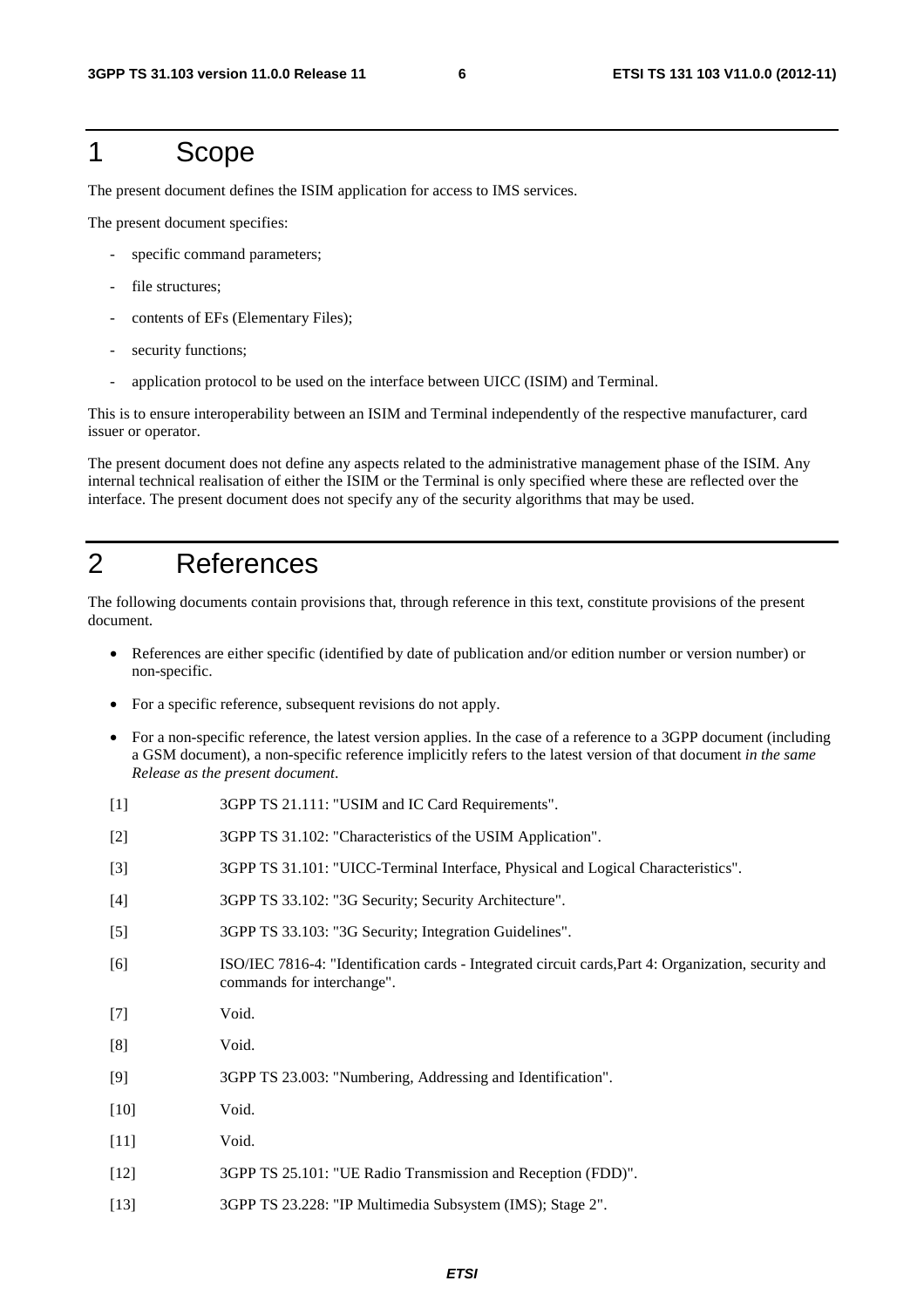# 1 Scope

The present document defines the ISIM application for access to IMS services.

The present document specifies:

- specific command parameters;
- file structures;
- contents of EFs (Elementary Files);
- security functions;
- application protocol to be used on the interface between UICC (ISIM) and Terminal.

This is to ensure interoperability between an ISIM and Terminal independently of the respective manufacturer, card issuer or operator.

The present document does not define any aspects related to the administrative management phase of the ISIM. Any internal technical realisation of either the ISIM or the Terminal is only specified where these are reflected over the interface. The present document does not specify any of the security algorithms that may be used.

# 2 References

The following documents contain provisions that, through reference in this text, constitute provisions of the present document.

- References are either specific (identified by date of publication and/or edition number or version number) or non-specific.
- For a specific reference, subsequent revisions do not apply.
- For a non-specific reference, the latest version applies. In the case of a reference to a 3GPP document (including a GSM document), a non-specific reference implicitly refers to the latest version of that document *in the same Release as the present document*.

[1] 3GPP TS 21.111: "USIM and IC Card Requirements".

[2] 3GPP TS 31.102: "Characteristics of the USIM Application".

[3] 3GPP TS 31.101: "UICC-Terminal Interface, Physical and Logical Characteristics".

[4] 3GPP TS 33.102: "3G Security; Security Architecture".

[5] 3GPP TS 33.103: "3G Security; Integration Guidelines".

[6] ISO/IEC 7816-4: "Identification cards - Integrated circuit cards,Part 4: Organization, security and commands for interchange".

[7] Void.

[8] Void.

[9] 3GPP TS 23.003: "Numbering, Addressing and Identification".

[10] Void.

[11] Void.

[12] 3GPP TS 25.101: "UE Radio Transmission and Reception (FDD)".

[13] 3GPP TS 23.228: "IP Multimedia Subsystem (IMS); Stage 2".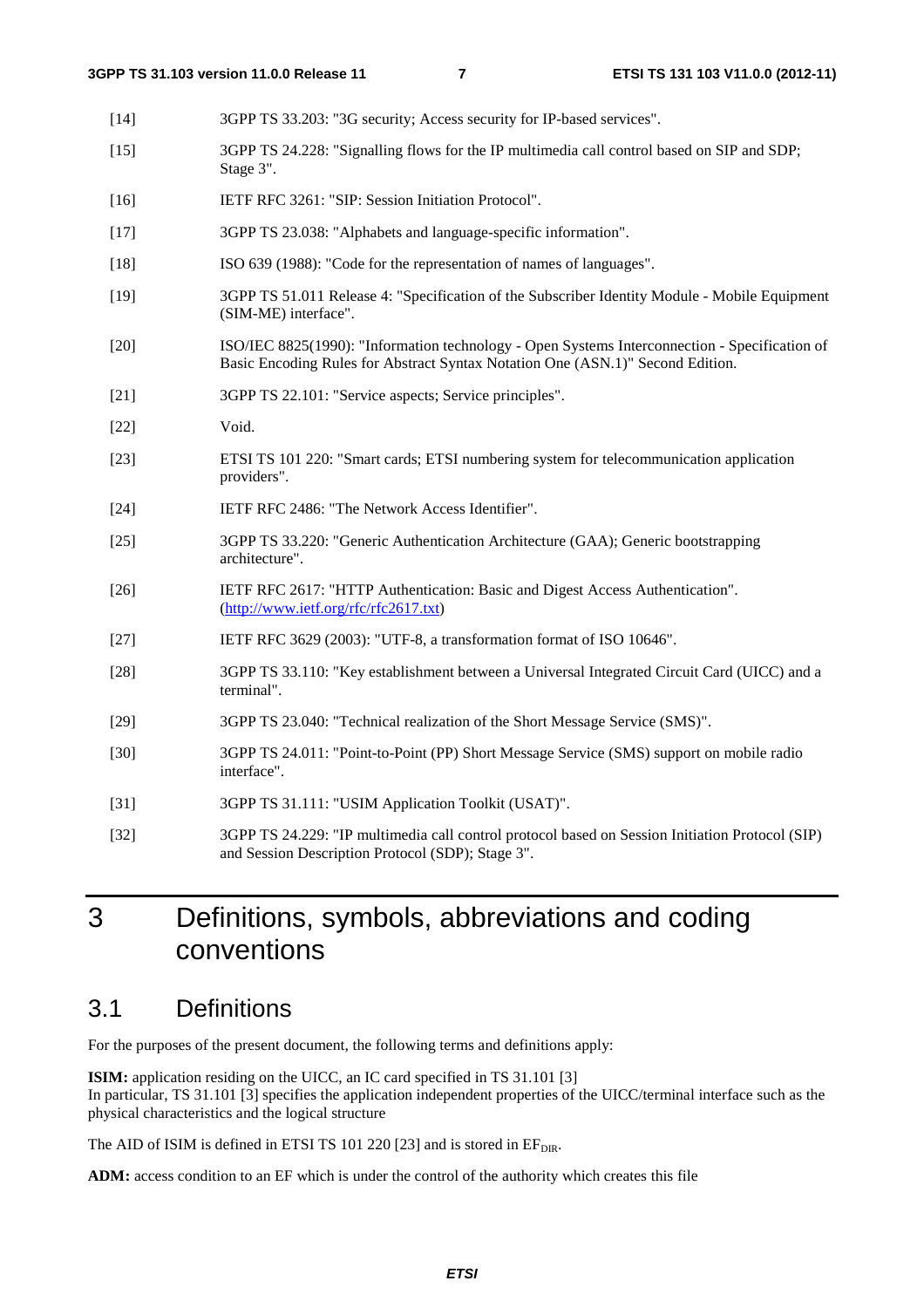[14] 3GPP TS 33.203: "3G security; Access security for IP-based services".

[15] 3GPP TS 24.228: "Signalling flows for the IP multimedia call control based on SIP and SDP; Stage 3".

[16] IETF RFC 3261: "SIP: Session Initiation Protocol".

[17] 3GPP TS 23.038: "Alphabets and language-specific information".

[18] ISO 639 (1988): "Code for the representation of names of languages".

[19] 3GPP TS 51.011 Release 4: "Specification of the Subscriber Identity Module - Mobile Equipment (SIM-ME) interface".

[20] ISO/IEC 8825(1990): "Information technology - Open Systems Interconnection - Specification of Basic Encoding Rules for Abstract Syntax Notation One (ASN.1)" Second Edition.

[21] 3GPP TS 22.101: "Service aspects; Service principles".

[22] Void.

[23] ETSI TS 101 220: "Smart cards; ETSI numbering system for telecommunication application providers".

[24] IETF RFC 2486: "The Network Access Identifier".

[25] 3GPP TS 33.220: "Generic Authentication Architecture (GAA); Generic bootstrapping architecture".

[26] IETF RFC 2617: "HTTP Authentication: Basic and Digest Access Authentication". (http://www.ietf.org/rfc/rfc2617.txt)

[27] IETF RFC 3629 (2003): "UTF-8, a transformation format of ISO 10646".

[28] 3GPP TS 33.110: "Key establishment between a Universal Integrated Circuit Card (UICC) and a terminal".

[29] 3GPP TS 23.040: "Technical realization of the Short Message Service (SMS)".

[30] 3GPP TS 24.011: "Point-to-Point (PP) Short Message Service (SMS) support on mobile radio interface".

[31] 3GPP TS 31.111: "USIM Application Toolkit (USAT)".

[32] 3GPP TS 24.229: "IP multimedia call control protocol based on Session Initiation Protocol (SIP) and Session Description Protocol (SDP); Stage 3".

# 3 Definitions, symbols, abbreviations and coding conventions

## 3.1 Definitions

For the purposes of the present document, the following terms and definitions apply:

**ISIM:** application residing on the UICC, an IC card specified in TS 31.101 [3]
In particular, TS 31.101 [3] specifies the application independent properties of the UICC/terminal interface such as the physical characteristics and the logical structure

The AID of ISIM is defined in ETSI TS 101 220 [23] and is stored in $EF_{DIR}$.

**ADM:** access condition to an EF which is under the control of the authority which creates this file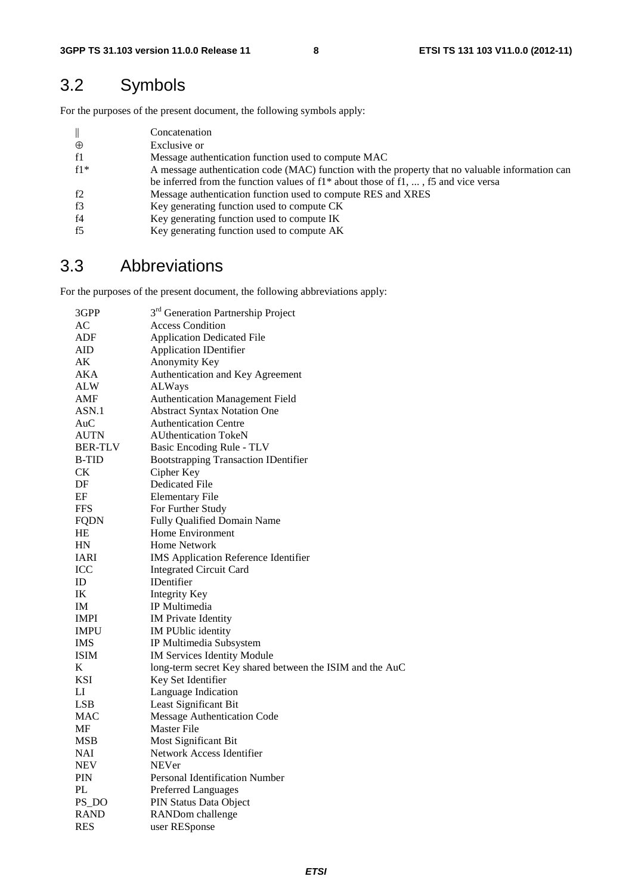## 3.2 Symbols

For the purposes of the present document, the following symbols apply:

| | |
|---|---|
| \|\| | Concatenation |
| ⊕ | Exclusive or |
| f1 | Message authentication function used to compute MAC |
| f1* | A message authentication code (MAC) function with the property that no valuable information can be inferred from the function values of f1* about those of f1, ... , f5 and vice versa |
| f2 | Message authentication function used to compute RES and XRES |
| f3 | Key generating function used to compute CK |
| f4 | Key generating function used to compute IK |
| f5 | Key generating function used to compute AK |

## 3.3 Abbreviations

For the purposes of the present document, the following abbreviations apply:

| | |
|---|---|
| 3GPP | 3rd Generation Partnership Project |
| AC | Access Condition |
| ADF | Application Dedicated File |
| AID | Application IDentifier |
| AK | Anonymity Key |
| AKA | Authentication and Key Agreement |
| ALW | ALWays |
| AMF | Authentication Management Field |
| ASN.1 | Abstract Syntax Notation One |
| AuC | Authentication Centre |
| AUTN | AUthentication TokeN |
| BER-TLV | Basic Encoding Rule - TLV |
| B-TID | Bootstrapping Transaction IDentifier |
| CK | Cipher Key |
| DF | Dedicated File |
| EF | Elementary File |
| FFS | For Further Study |
| FQDN | Fully Qualified Domain Name |
| HE | Home Environment |
| HN | Home Network |
| IARI | IMS Application Reference Identifier |
| ICC | Integrated Circuit Card |
| ID | IDentifier |
| IK | Integrity Key |
| IM | IP Multimedia |
| IMPI | IM Private Identity |
| IMPU | IM PUblic identity |
| IMS | IP Multimedia Subsystem |
| ISIM | IM Services Identity Module |
| K | long-term secret Key shared between the ISIM and the AuC |
| KSI | Key Set Identifier |
| LI | Language Indication |
| LSB | Least Significant Bit |
| MAC | Message Authentication Code |
| MF | Master File |
| MSB | Most Significant Bit |
| NAI | Network Access Identifier |
| NEV | NEVer |
| PIN | Personal Identification Number |
| PL | Preferred Languages |
| PS_DO | PIN Status Data Object |
| RAND | RANDom challenge |
| RES | user RESponse |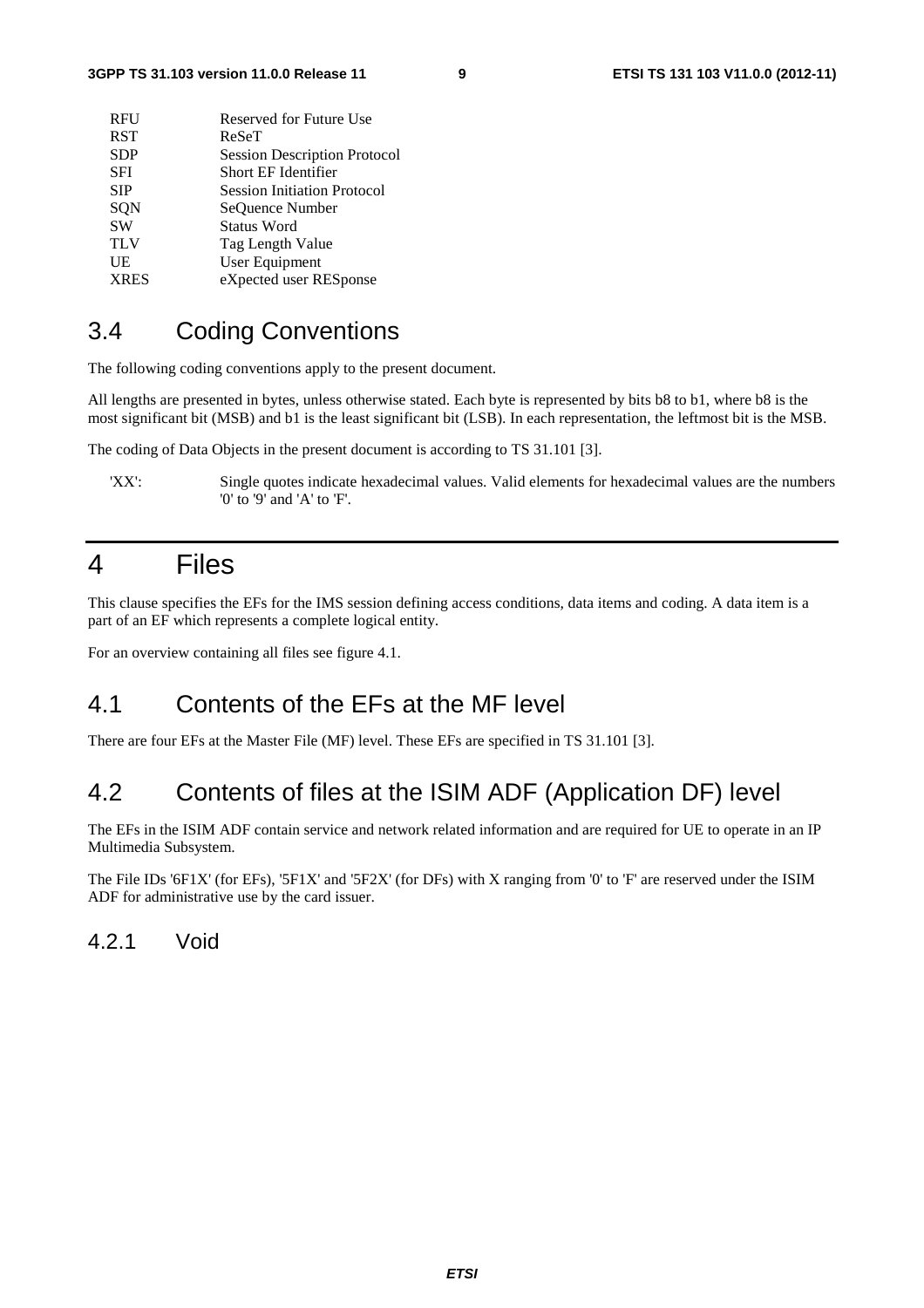| | |
|---|---|
| RFU | Reserved for Future Use |
| RST | ReSeT |
| SDP | Session Description Protocol |
| SFI | Short EF Identifier |
| SIP | Session Initiation Protocol |
| SQN | SeQuence Number |
| SW | Status Word |
| TLV | Tag Length Value |
| UE | User Equipment |
| XRES | eXpected user RESponse |

## 3.4 Coding Conventions

The following coding conventions apply to the present document.

All lengths are presented in bytes, unless otherwise stated. Each byte is represented by bits b8 to b1, where b8 is the most significant bit (MSB) and b1 is the least significant bit (LSB). In each representation, the leftmost bit is the MSB.

The coding of Data Objects in the present document is according to TS 31.101 [3].

'XX': Single quotes indicate hexadecimal values. Valid elements for hexadecimal values are the numbers '0' to '9' and 'A' to 'F'.

# 4 Files

This clause specifies the EFs for the IMS session defining access conditions, data items and coding. A data item is a part of an EF which represents a complete logical entity.

For an overview containing all files see figure 4.1.

## 4.1 Contents of the EFs at the MF level

There are four EFs at the Master File (MF) level. These EFs are specified in TS 31.101 [3].

## 4.2 Contents of files at the ISIM ADF (Application DF) level

The EFs in the ISIM ADF contain service and network related information and are required for UE to operate in an IP Multimedia Subsystem.

The File IDs '6F1X' (for EFs), '5F1X' and '5F2X' (for DFs) with X ranging from '0' to 'F' are reserved under the ISIM ADF for administrative use by the card issuer.

### 4.2.1 Void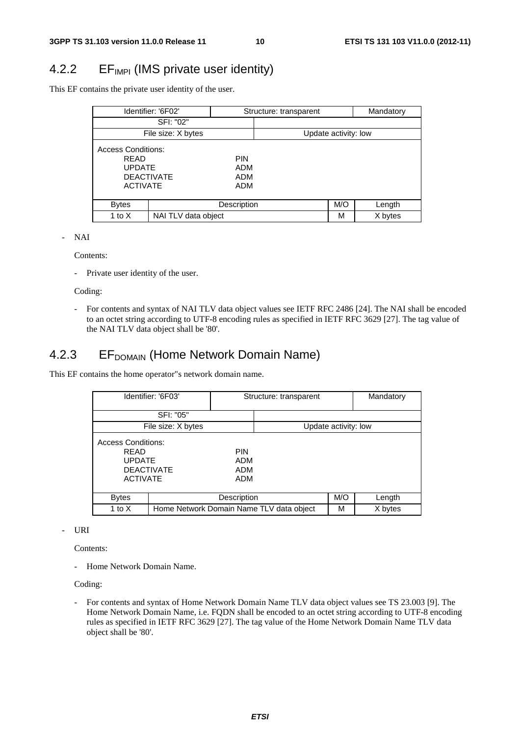### 4.2.2 $EF_{IMPI}$ (IMS private user identity)

This EF contains the private user identity of the user.

| Identifier: '6F02' | | Structure: transparent | | Mandatory |
|---|---|---|---|---|
| SFI: "02" | | | | |
| File size: X bytes | | Update activity: low | | |
| Access Conditions:<br>READ PIN<br>UPDATE ADM<br>DEACTIVATE ADM<br>ACTIVATE ADM | | | | |
| Bytes | Description | | M/O | Length |
| 1 to X | NAI TLV data object | | M | X bytes |

- NAI

  Contents:

  - Private user identity of the user.

  Coding:

  - For contents and syntax of NAI TLV data object values see IETF RFC 2486 [24]. The NAI shall be encoded to an octet string according to UTF-8 encoding rules as specified in IETF RFC 3629 [27]. The tag value of the NAI TLV data object shall be '80'.

### 4.2.3 $EF_{DOMAIN}$ (Home Network Domain Name)

This EF contains the home operator"s network domain name.

| Identifier: '6F03' | | Structure: transparent | | Mandatory |
|---|---|---|---|---|
| SFI: "05" | | | | |
| File size: X bytes | | Update activity: low | | |
| Access Conditions:<br>READ PIN<br>UPDATE ADM<br>DEACTIVATE ADM<br>ACTIVATE ADM | | | | |
| Bytes | Description | | M/O | Length |
| 1 to X | Home Network Domain Name TLV data object | | M | X bytes |

- URI

  Contents:

  - Home Network Domain Name.

  Coding:

  - For contents and syntax of Home Network Domain Name TLV data object values see TS 23.003 [9]. The Home Network Domain Name, i.e. FQDN shall be encoded to an octet string according to UTF-8 encoding rules as specified in IETF RFC 3629 [27]. The tag value of the Home Network Domain Name TLV data object shall be '80'.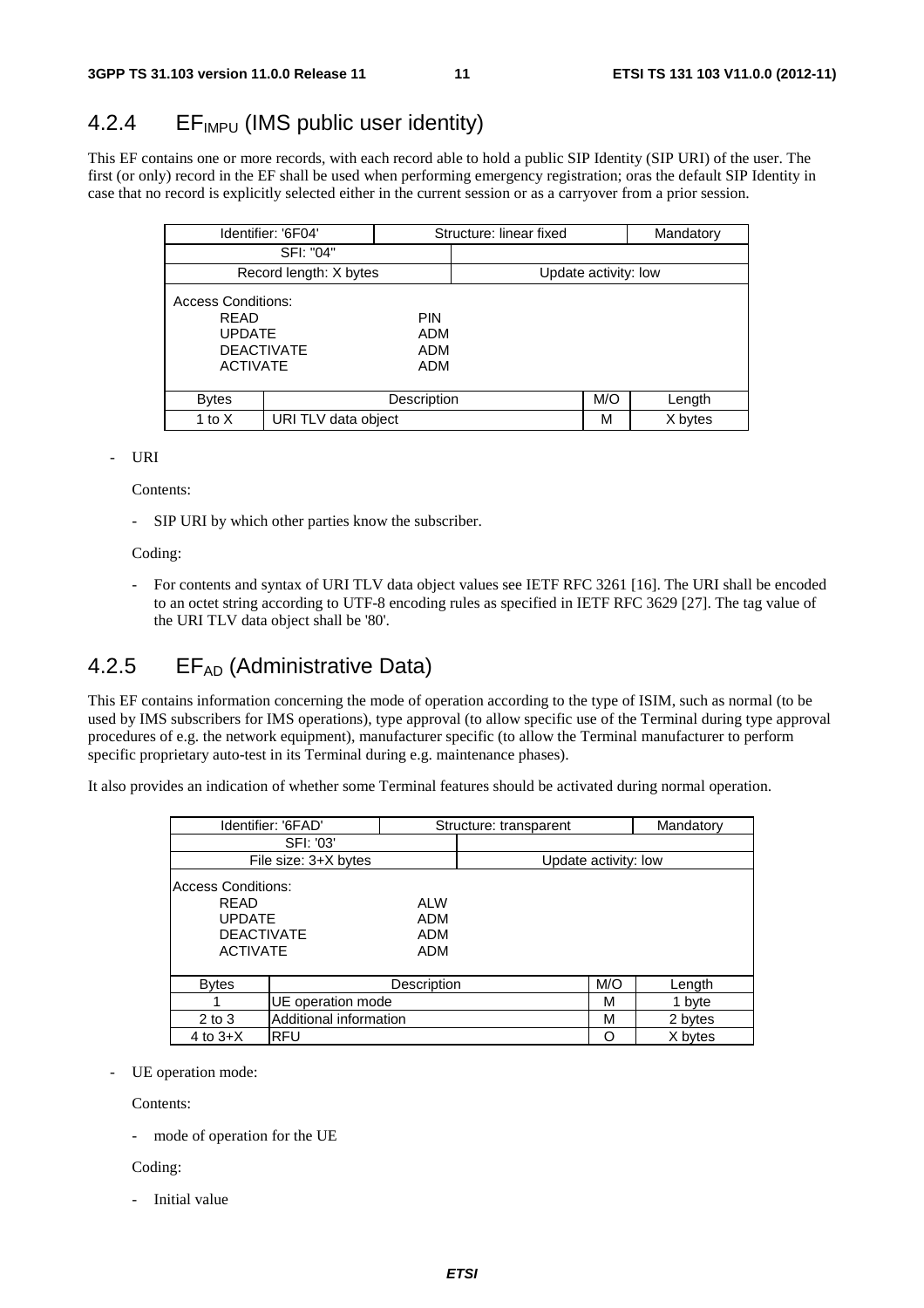## 4.2.4 $EF_{IMPU}$ (IMS public user identity)

This EF contains one or more records, with each record able to hold a public SIP Identity (SIP URI) of the user. The first (or only) record in the EF shall be used when performing emergency registration; oras the default SIP Identity in case that no record is explicitly selected either in the current session or as a carryover from a prior session.

| Identifier: '6F04' | | Structure: linear fixed | | Mandatory |
|---|---|---|---|---|
| SFI: "04" | | | | |
| Record length: X bytes | | Update activity: low | | |
| Access Conditions:<br>READ PIN<br>UPDATE ADM<br>DEACTIVATE ADM<br>ACTIVATE ADM | | | | |
| Bytes | Description | | M/O | Length |
| 1 to X | URI TLV data object | | M | X bytes |

- URI

  Contents:

  - SIP URI by which other parties know the subscriber.

  Coding:

  - For contents and syntax of URI TLV data object values see IETF RFC 3261 [16]. The URI shall be encoded to an octet string according to UTF-8 encoding rules as specified in IETF RFC 3629 [27]. The tag value of the URI TLV data object shall be '80'.

## 4.2.5 $EF_{AD}$ (Administrative Data)

This EF contains information concerning the mode of operation according to the type of ISIM, such as normal (to be used by IMS subscribers for IMS operations), type approval (to allow specific use of the Terminal during type approval procedures of e.g. the network equipment), manufacturer specific (to allow the Terminal manufacturer to perform specific proprietary auto-test in its Terminal during e.g. maintenance phases).

It also provides an indication of whether some Terminal features should be activated during normal operation.

| Identifier: '6FAD' | | Structure: transparent | | Mandatory |
|---|---|---|---|---|
| SFI: '03' | | | | |
| File size: 3+X bytes | | Update activity: low | | |
| Access Conditions:<br>READ ALW<br>UPDATE ADM<br>DEACTIVATE ADM<br>ACTIVATE ADM | | | | |
| Bytes | Description | | M/O | Length |
| 1 | UE operation mode | | M | 1 byte |
| 2 to 3 | Additional information | | M | 2 bytes |
| 4 to 3+X | RFU | | O | X bytes |

- UE operation mode:

  Contents:

  - mode of operation for the UE

  Coding:

  - Initial value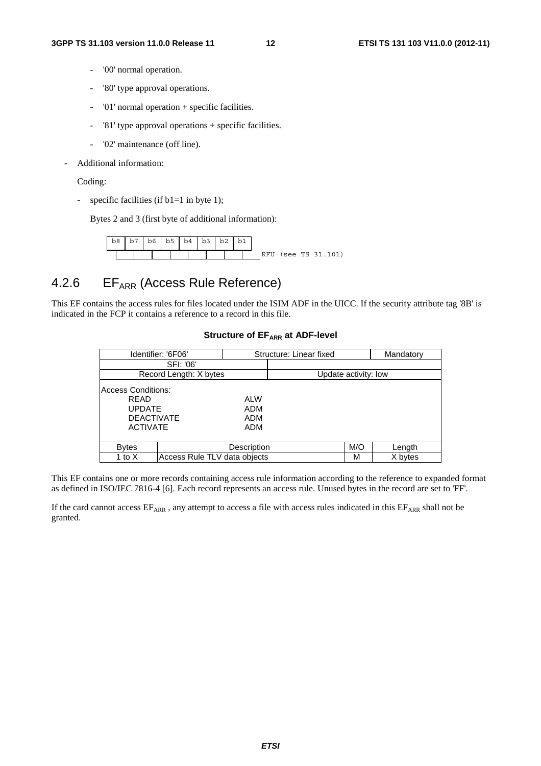- '00' normal operation.
- '80' type approval operations.
- '01' normal operation + specific facilities.
- '81' type approval operations + specific facilities.
- '02' maintenance (off line).

- Additional information:

  Coding:

  - specific facilities (if b1=1 in byte 1);

    Bytes 2 and 3 (first byte of additional information):

| b8 | b7 | b6 | b5 | b4 | b3 | b2 | b1 | |
|---|---|---|---|---|---|---|---|---|
| | | | | | | | | RFU (see TS 31.101) |

## 4.2.6 $EF_{ARR}$ (Access Rule Reference)

This EF contains the access rules for files located under the ISIM ADF in the UICC. If the security attribute tag '8B' is indicated in the FCP it contains a reference to a record in this file.

**Structure of $EF_{ARR}$ at ADF-level**

| Identifier: '6F06' | | Structure: Linear fixed | | Mandatory |
|---|---|---|---|---|
| SFI: '06' | | | | |
| Record Length: X bytes | | Update activity: low | | |
| Access Conditions:<br>READ ALW<br>UPDATE ADM<br>DEACTIVATE ADM<br>ACTIVATE ADM | | | | |
| Bytes | Description | | M/O | Length |
| 1 to X | Access Rule TLV data objects | | M | X bytes |

This EF contains one or more records containing access rule information according to the reference to expanded format as defined in ISO/IEC 7816-4 [6]. Each record represents an access rule. Unused bytes in the record are set to 'FF'.

If the card cannot access $EF_{ARR}$ , any attempt to access a file with access rules indicated in this $EF_{ARR}$ shall not be granted.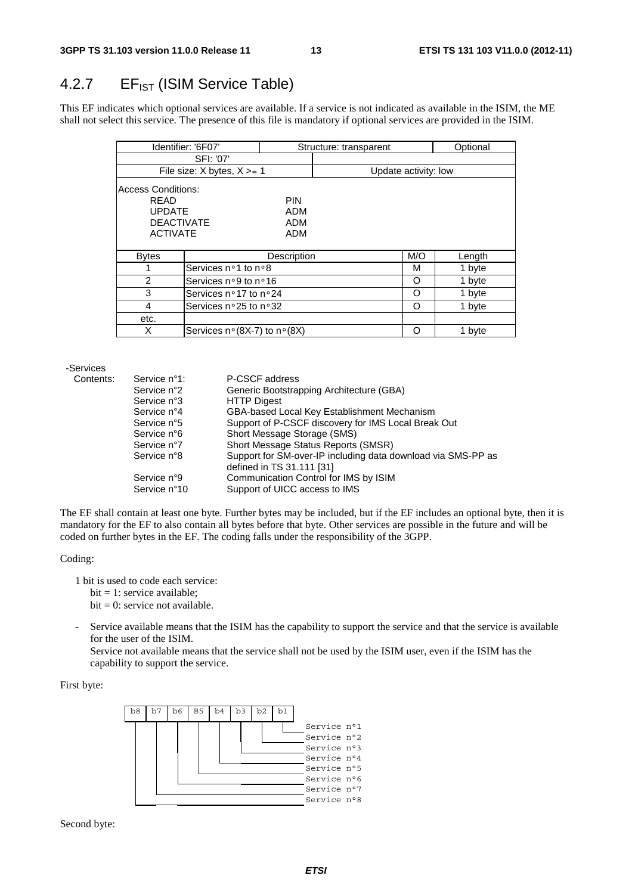## 4.2.7 $EF_{IST}$ (ISIM Service Table)

This EF indicates which optional services are available. If a service is not indicated as available in the ISIM, the ME shall not select this service. The presence of this file is mandatory if optional services are provided in the ISIM.

| Identifier: '6F07' | | Structure: transparent | | Optional |
|---|---|---|---|---|
| SFI: '07' | | | | |
| File size: X bytes, X >= 1 | | Update activity: low | | |
| Access Conditions:<br>READ PIN<br>UPDATE ADM<br>DEACTIVATE ADM<br>ACTIVATE ADM | | | | |
| **Bytes** | **Description** | | **M/O** | **Length** |
| 1 | Services n°1 to n°8 | | M | 1 byte |
| 2 | Services n°9 to n°16 | | O | 1 byte |
| 3 | Services n°17 to n°24 | | O | 1 byte |
| 4 | Services n°25 to n°32 | | O | 1 byte |
| etc. | | | | |
| X | Services n°(8X-7) to n°(8X) | | O | 1 byte |

-Services

| Contents: | | |
|---|---|---|
| | Service n°1: | P-CSCF address |
| | Service n°2 | Generic Bootstrapping Architecture (GBA) |
| | Service n°3 | HTTP Digest |
| | Service n°4 | GBA-based Local Key Establishment Mechanism |
| | Service n°5 | Support of P-CSCF discovery for IMS Local Break Out |
| | Service n°6 | Short Message Storage (SMS) |
| | Service n°7 | Short Message Status Reports (SMSR) |
| | Service n°8 | Support for SM-over-IP including data download via SMS-PP as defined in TS 31.111 [31] |
| | Service n°9 | Communication Control for IMS by ISIM |
| | Service n°10 | Support of UICC access to IMS |

The EF shall contain at least one byte. Further bytes may be included, but if the EF includes an optional byte, then it is mandatory for the EF to also contain all bytes before that byte. Other services are possible in the future and will be coded on further bytes in the EF. The coding falls under the responsibility of the 3GPP.

Coding:

1 bit is used to code each service:
- bit = 1: service available;
- bit = 0: service not available.

- Service available means that the ISIM has the capability to support the service and that the service is available for the user of the ISIM.
  Service not available means that the service shall not be used by the ISIM user, even if the ISIM has the capability to support the service.

First byte:

```
b8 b7 b6 B5 b4 b3 b2 b1
                     └── Service n°1
                  └───── Service n°2
               └──────── Service n°3
            └─────────── Service n°4
         └────────────── Service n°5
      └───────────────── Service n°6
   └──────────────────── Service n°7
└─────────────────────── Service n°8
```

Second byte: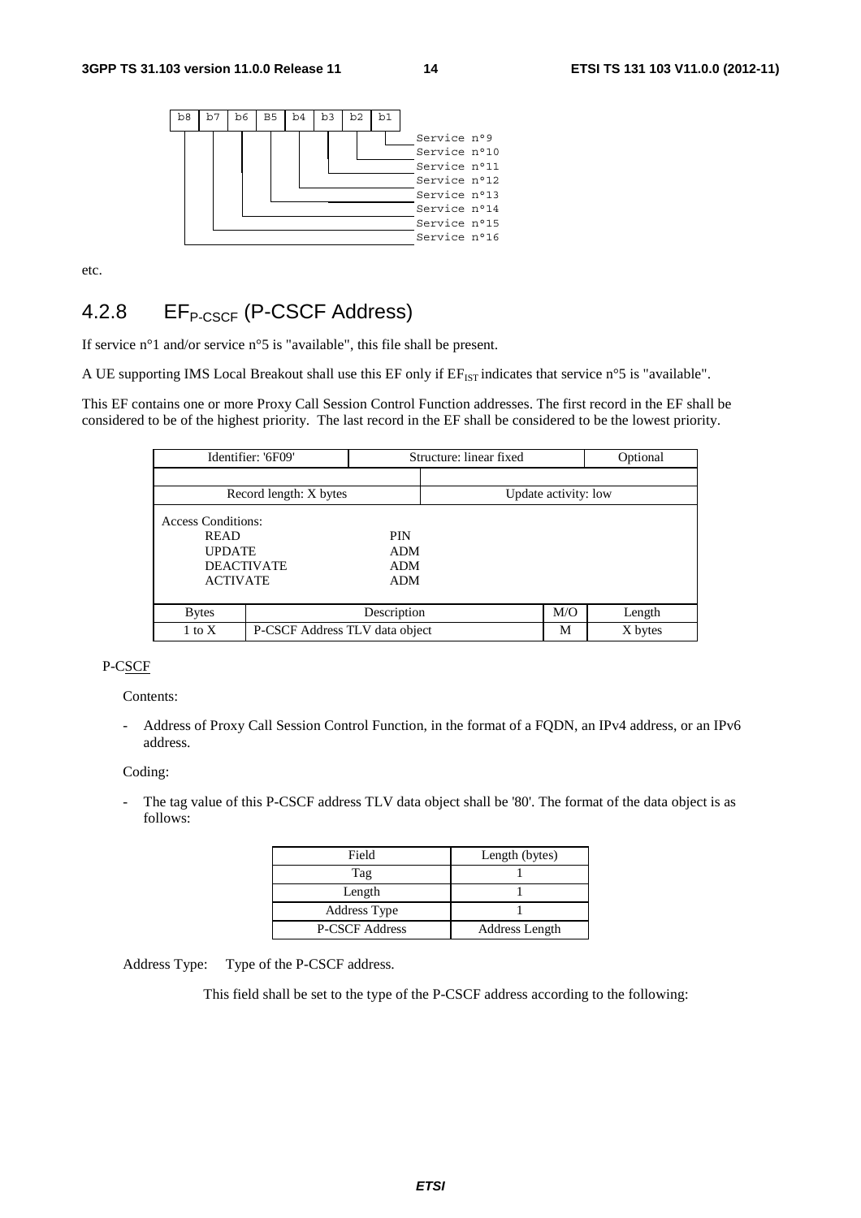```
b8   b7   b6   B5   b4   b3   b2   b1
                                      Service n°9
                                      Service n°10
                                      Service n°11
                                      Service n°12
                                      Service n°13
                                      Service n°14
                                      Service n°15
                                      Service n°16
```

etc.

## 4.2.8 $EF_{P-CSCF}$ (P-CSCF Address)

If service n°1 and/or service n°5 is "available", this file shall be present.

A UE supporting IMS Local Breakout shall use this EF only if $EF_{IST}$ indicates that service n°5 is "available".

This EF contains one or more Proxy Call Session Control Function addresses. The first record in the EF shall be considered to be of the highest priority. The last record in the EF shall be considered to be the lowest priority.

| Identifier: '6F09' | | Structure: linear fixed | | Optional |
|---|---|---|---|---|
| | | | | |
| Record length: X bytes | | Update activity: low | | |
| Access Conditions:<br>READ PIN<br>UPDATE ADM<br>DEACTIVATE ADM<br>ACTIVATE ADM | | | | |
| Bytes | Description | | M/O | Length |
| 1 to X | P-CSCF Address TLV data object | | M | X bytes |

P-CSCF

Contents:

- Address of Proxy Call Session Control Function, in the format of a FQDN, an IPv4 address, or an IPv6 address.

Coding:

- The tag value of this P-CSCF address TLV data object shall be '80'. The format of the data object is as follows:

| Field | Length (bytes) |
|---|---|
| Tag | 1 |
| Length | 1 |
| Address Type | 1 |
| P-CSCF Address | Address Length |

Address Type: Type of the P-CSCF address.

This field shall be set to the type of the P-CSCF address according to the following: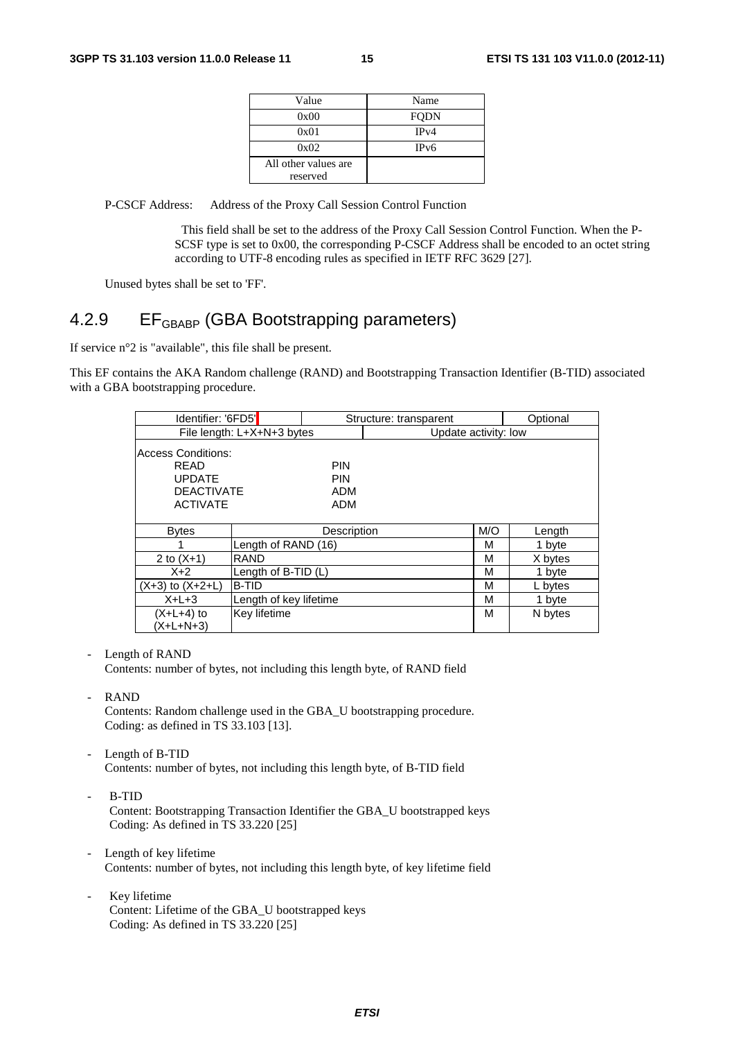| Value | Name |
| --- | --- |
| 0x00 | FQDN |
| 0x01 | IPv4 |
| 0x02 | IPv6 |
| All other values are reserved | |

P-CSCF Address: Address of the Proxy Call Session Control Function

This field shall be set to the address of the Proxy Call Session Control Function. When the P-SCSF type is set to 0x00, the corresponding P-CSCF Address shall be encoded to an octet string according to UTF-8 encoding rules as specified in IETF RFC 3629 [27].

Unused bytes shall be set to 'FF'.

## 4.2.9 $EF_{GBABP}$ (GBA Bootstrapping parameters)

If service n°2 is "available", this file shall be present.

This EF contains the AKA Random challenge (RAND) and Bootstrapping Transaction Identifier (B-TID) associated with a GBA bootstrapping procedure.

| Identifier: '6FD5' | Structure: transparent | | Optional |
| --- | --- | --- | --- |
| File length: L+X+N+3 bytes | | Update activity: low | |
| Access Conditions:<br>READ PIN<br>UPDATE PIN<br>DEACTIVATE ADM<br>ACTIVATE ADM | | | |
| **Bytes** | **Description** | **M/O** | **Length** |
| 1 | Length of RAND (16) | M | 1 byte |
| 2 to (X+1) | RAND | M | X bytes |
| X+2 | Length of B-TID (L) | M | 1 byte |
| (X+3) to (X+2+L) | B-TID | M | L bytes |
| X+L+3 | Length of key lifetime | M | 1 byte |
| (X+L+4) to (X+L+N+3) | Key lifetime | M | N bytes |

- Length of RAND
  Contents: number of bytes, not including this length byte, of RAND field

- RAND
  Contents: Random challenge used in the GBA_U bootstrapping procedure.
  Coding: as defined in TS 33.103 [13].

- Length of B-TID
  Contents: number of bytes, not including this length byte, of B-TID field

- B-TID
  Content: Bootstrapping Transaction Identifier the GBA_U bootstrapped keys
  Coding: As defined in TS 33.220 [25]

- Length of key lifetime
  Contents: number of bytes, not including this length byte, of key lifetime field

- Key lifetime
  Content: Lifetime of the GBA_U bootstrapped keys
  Coding: As defined in TS 33.220 [25]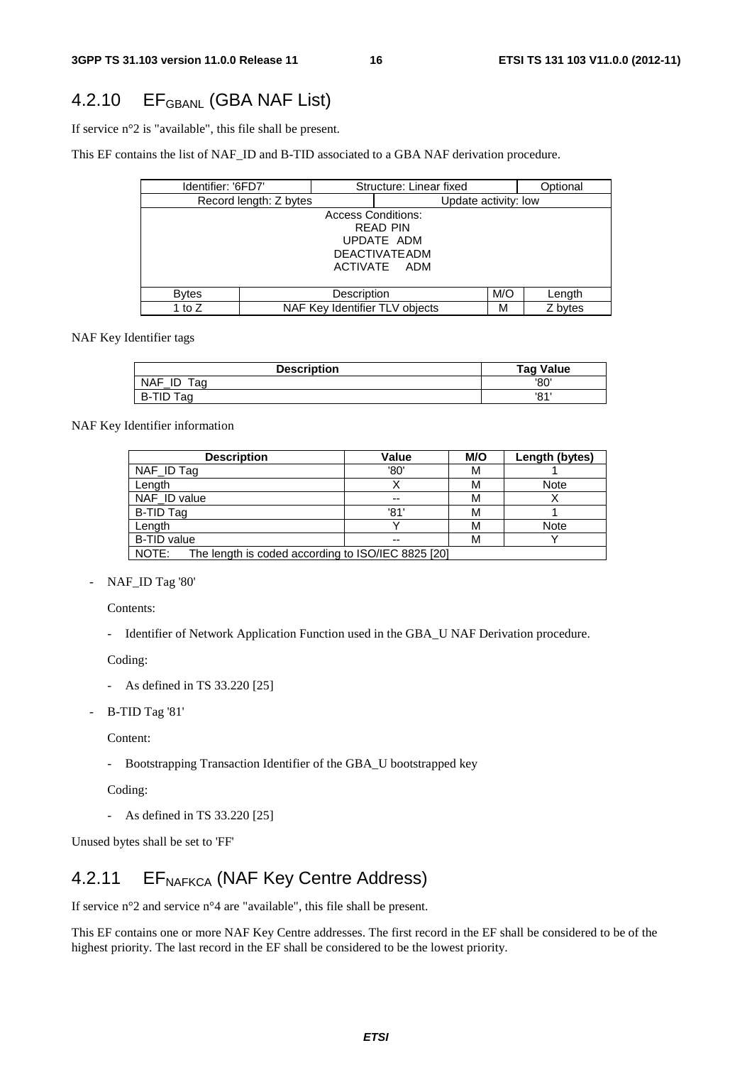## 4.2.10 $EF_{GBANL}$ (GBA NAF List)

If service n°2 is "available", this file shall be present.

This EF contains the list of NAF_ID and B-TID associated to a GBA NAF derivation procedure.

| Identifier: '6FD7' | | Structure: Linear fixed | | Optional |
|---|---|---|---|---|
| Record length: Z bytes | | Update activity: low | | |
| Access Conditions:<br>READ PIN<br>UPDATE ADM<br>DEACTIVATE ADM<br>ACTIVATE ADM | | | | |
| Bytes | Description | | M/O | Length |
| 1 to Z | NAF Key Identifier TLV objects | | M | Z bytes |

NAF Key Identifier tags

| Description | Tag Value |
|---|---|
| NAF_ID Tag | '80' |
| B-TID Tag | '81' |

NAF Key Identifier information

| Description | Value | M/O | Length (bytes) |
|---|---|---|---|
| NAF_ID Tag | '80' | M | 1 |
| Length | X | M | Note |
| NAF_ID value | -- | M | X |
| B-TID Tag | '81' | M | 1 |
| Length | Y | M | Note |
| B-TID value | -- | M | Y |
| NOTE: The length is coded according to ISO/IEC 8825 [20] | | | |

- NAF_ID Tag '80'

  Contents:

  - Identifier of Network Application Function used in the GBA_U NAF Derivation procedure.

  Coding:

  - As defined in TS 33.220 [25]

- B-TID Tag '81'

  Content:

  - Bootstrapping Transaction Identifier of the GBA_U bootstrapped key

  Coding:

  - As defined in TS 33.220 [25]

Unused bytes shall be set to 'FF'

## 4.2.11 $EF_{NAFKCA}$ (NAF Key Centre Address)

If service n°2 and service n°4 are "available", this file shall be present.

This EF contains one or more NAF Key Centre addresses. The first record in the EF shall be considered to be of the highest priority. The last record in the EF shall be considered to be the lowest priority.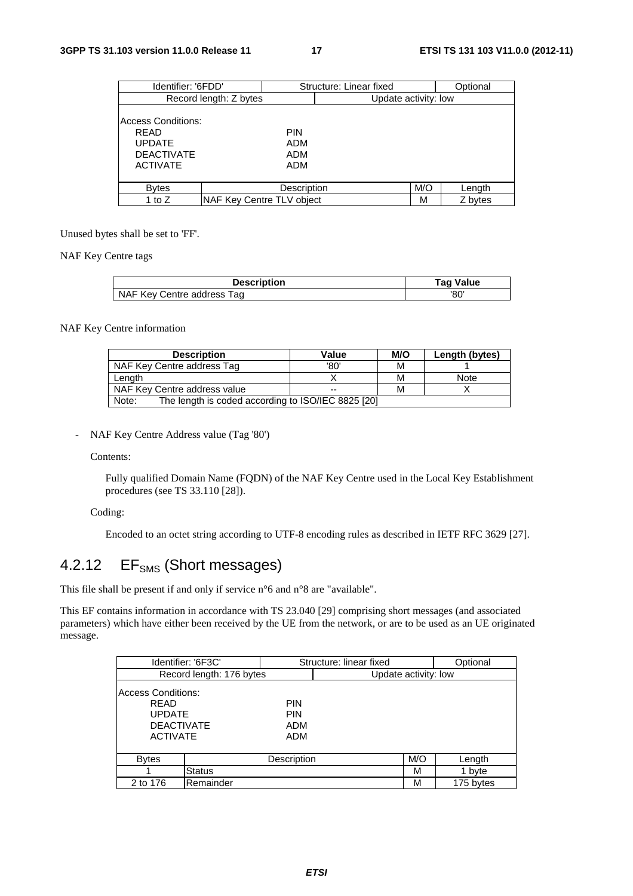| Identifier: '6FDD' | | Structure: Linear fixed | | Optional |
|---|---|---|---|---|
| Record length: Z bytes | | | Update activity: low | |
| Access Conditions:<br>READ PIN<br>UPDATE ADM<br>DEACTIVATE ADM<br>ACTIVATE ADM | | | | |
| Bytes | Description | | M/O | Length |
| 1 to Z | NAF Key Centre TLV object | | M | Z bytes |

Unused bytes shall be set to 'FF'.

NAF Key Centre tags

| Description | Tag Value |
|---|---|
| NAF Key Centre address Tag | '80' |

NAF Key Centre information

| Description | Value | M/O | Length (bytes) |
|---|---|---|---|
| NAF Key Centre address Tag | '80' | M | 1 |
| Length | X | M | Note |
| NAF Key Centre address value | -- | M | X |
| Note: The length is coded according to ISO/IEC 8825 [20] | | | |

- NAF Key Centre Address value (Tag '80')

  Contents:

  Fully qualified Domain Name (FQDN) of the NAF Key Centre used in the Local Key Establishment procedures (see TS 33.110 [28]).

  Coding:

  Encoded to an octet string according to UTF-8 encoding rules as described in IETF RFC 3629 [27].

## 4.2.12 $EF_{SMS}$ (Short messages)

This file shall be present if and only if service n°6 and n°8 are "available".

This EF contains information in accordance with TS 23.040 [29] comprising short messages (and associated parameters) which have either been received by the UE from the network, or are to be used as an UE originated message.

| Identifier: '6F3C' | | Structure: linear fixed | | Optional |
|---|---|---|---|---|
| Record length: 176 bytes | | | Update activity: low | |
| Access Conditions:<br>READ PIN<br>UPDATE PIN<br>DEACTIVATE ADM<br>ACTIVATE ADM | | | | |
| Bytes | Description | | M/O | Length |
| 1 | Status | | M | 1 byte |
| 2 to 176 | Remainder | | M | 175 bytes |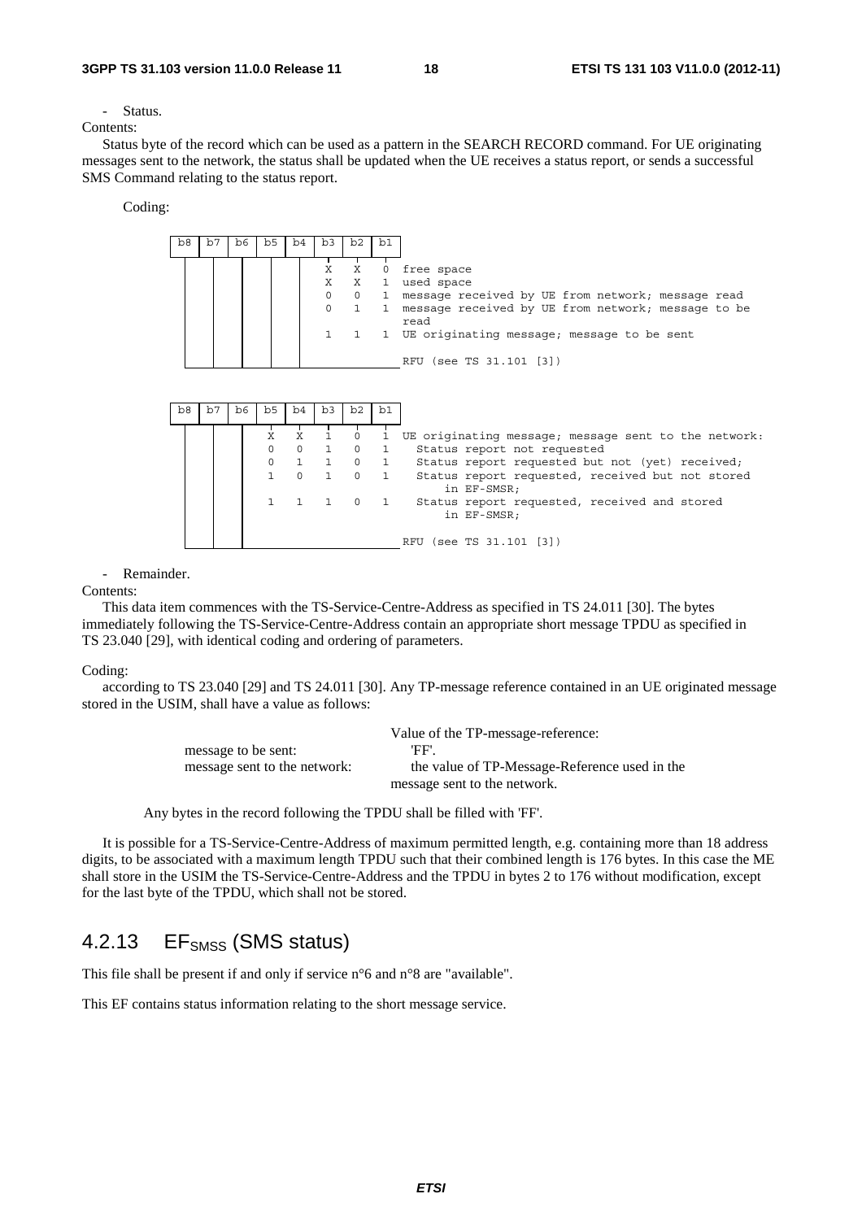- Status.

Contents:

Status byte of the record which can be used as a pattern in the SEARCH RECORD command. For UE originating messages sent to the network, the status shall be updated when the UE receives a status report, or sends a successful SMS Command relating to the status report.

Coding:

```
b8  b7  b6  b5  b4  b3  b2  b1
                    X   X   0   free space
                    X   X   1   used space
                    0   0   1   message received by UE from network; message read
                    0   1   1   message received by UE from network; message to be
                                read
                    1   1   1   UE originating message; message to be sent

                                RFU (see TS 31.101 [3])
```

```
b8  b7  b6  b5  b4  b3  b2  b1
            X   X   1   0   1   UE originating message; message sent to the network:
            0   0   1   0   1     Status report not requested
            0   1   1   0   1     Status report requested but not (yet) received;
            1   0   1   0   1     Status report requested, received but not stored
                                      in EF-SMSR;
            1   1   1   0   1     Status report requested, received and stored
                                      in EF-SMSR;

                                RFU (see TS 31.101 [3])
```

- Remainder.

Contents:

This data item commences with the TS-Service-Centre-Address as specified in TS 24.011 [30]. The bytes immediately following the TS-Service-Centre-Address contain an appropriate short message TPDU as specified in TS 23.040 [29], with identical coding and ordering of parameters.

Coding:

according to TS 23.040 [29] and TS 24.011 [30]. Any TP-message reference contained in an UE originated message stored in the USIM, shall have a value as follows:

| | Value of the TP-message-reference: |
|---|---|
| message to be sent: | 'FF'. |
| message sent to the network: | the value of TP-Message-Reference used in the message sent to the network. |

Any bytes in the record following the TPDU shall be filled with 'FF'.

It is possible for a TS-Service-Centre-Address of maximum permitted length, e.g. containing more than 18 address digits, to be associated with a maximum length TPDU such that their combined length is 176 bytes. In this case the ME shall store in the USIM the TS-Service-Centre-Address and the TPDU in bytes 2 to 176 without modification, except for the last byte of the TPDU, which shall not be stored.

## 4.2.13 $EF_{SMSS}$ (SMS status)

This file shall be present if and only if service n°6 and n°8 are "available".

This EF contains status information relating to the short message service.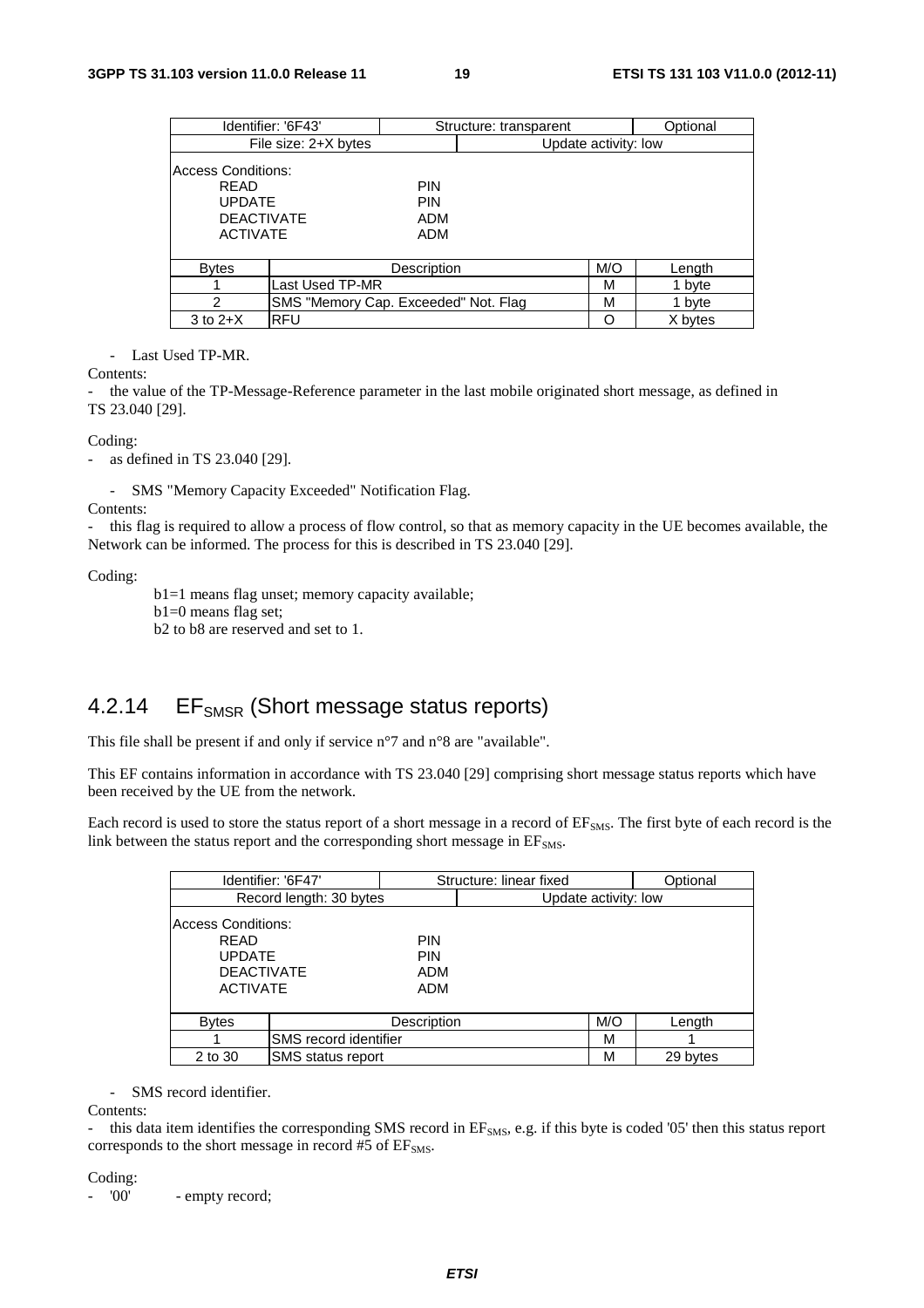| Identifier: '6F43' | | Structure: transparent | | Optional |
|---|---|---|---|---|
| File size: 2+X bytes | | Update activity: low | | |
| Access Conditions:<br>READ PIN<br>UPDATE PIN<br>DEACTIVATE ADM<br>ACTIVATE ADM | | | | |
| Bytes | Description | | M/O | Length |
| 1 | Last Used TP-MR | | M | 1 byte |
| 2 | SMS "Memory Cap. Exceeded" Not. Flag | | M | 1 byte |
| 3 to 2+X | RFU | | O | X bytes |

- Last Used TP-MR.

Contents:

- the value of the TP-Message-Reference parameter in the last mobile originated short message, as defined in TS 23.040 [29].

Coding:

- as defined in TS 23.040 [29].

- SMS "Memory Capacity Exceeded" Notification Flag.

Contents:

- this flag is required to allow a process of flow control, so that as memory capacity in the UE becomes available, the Network can be informed. The process for this is described in TS 23.040 [29].

Coding:

b1=1 means flag unset; memory capacity available;
b1=0 means flag set;
b2 to b8 are reserved and set to 1.

## 4.2.14 $EF_{SMSR}$ (Short message status reports)

This file shall be present if and only if service n°7 and n°8 are "available".

This EF contains information in accordance with TS 23.040 [29] comprising short message status reports which have been received by the UE from the network.

Each record is used to store the status report of a short message in a record of $EF_{SMS}$. The first byte of each record is the link between the status report and the corresponding short message in $EF_{SMS}$.

| Identifier: '6F47' | | Structure: linear fixed | | Optional |
|---|---|---|---|---|
| Record length: 30 bytes | | Update activity: low | | |
| Access Conditions:<br>READ PIN<br>UPDATE PIN<br>DEACTIVATE ADM<br>ACTIVATE ADM | | | | |
| Bytes | Description | | M/O | Length |
| 1 | SMS record identifier | | M | 1 |
| 2 to 30 | SMS status report | | M | 29 bytes |

- SMS record identifier.

Contents:

- this data item identifies the corresponding SMS record in $EF_{SMS}$, e.g. if this byte is coded '05' then this status report corresponds to the short message in record #5 of $EF_{SMS}$.

Coding:

- '00' - empty record;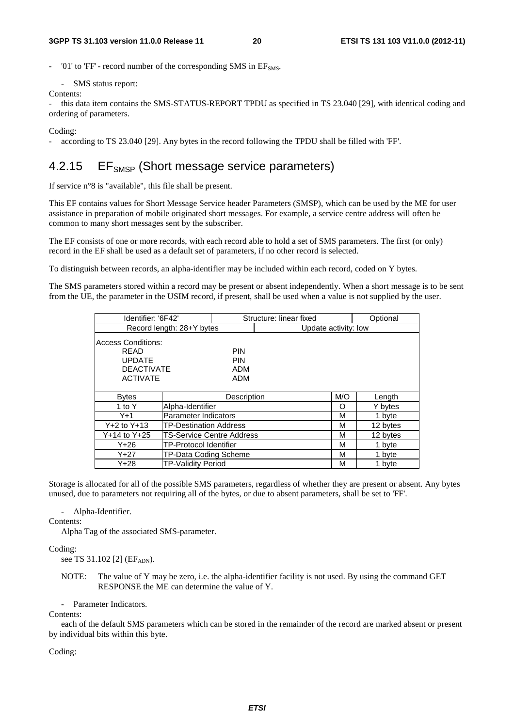- '01' to 'FF' - record number of the corresponding SMS in $EF_{SMS}$.

- SMS status report:

Contents:

- this data item contains the SMS-STATUS-REPORT TPDU as specified in TS 23.040 [29], with identical coding and ordering of parameters.

Coding:

- according to TS 23.040 [29]. Any bytes in the record following the TPDU shall be filled with 'FF'.

## 4.2.15 $EF_{SMSP}$ (Short message service parameters)

If service n°8 is "available", this file shall be present.

This EF contains values for Short Message Service header Parameters (SMSP), which can be used by the ME for user assistance in preparation of mobile originated short messages. For example, a service centre address will often be common to many short messages sent by the subscriber.

The EF consists of one or more records, with each record able to hold a set of SMS parameters. The first (or only) record in the EF shall be used as a default set of parameters, if no other record is selected.

To distinguish between records, an alpha-identifier may be included within each record, coded on Y bytes.

The SMS parameters stored within a record may be present or absent independently. When a short message is to be sent from the UE, the parameter in the USIM record, if present, shall be used when a value is not supplied by the user.

| Identifier: '6F42' | Structure: linear fixed | | Optional |
|---|---|---|---|
| Record length: 28+Y bytes | Update activity: low | | |
| Access Conditions:<br>READ PIN<br>UPDATE PIN<br>DEACTIVATE ADM<br>ACTIVATE ADM | | | |
| **Bytes** | **Description** | **M/O** | **Length** |
| 1 to Y | Alpha-Identifier | O | Y bytes |
| Y+1 | Parameter Indicators | M | 1 byte |
| Y+2 to Y+13 | TP-Destination Address | M | 12 bytes |
| Y+14 to Y+25 | TS-Service Centre Address | M | 12 bytes |
| Y+26 | TP-Protocol Identifier | M | 1 byte |
| Y+27 | TP-Data Coding Scheme | M | 1 byte |
| Y+28 | TP-Validity Period | M | 1 byte |

Storage is allocated for all of the possible SMS parameters, regardless of whether they are present or absent. Any bytes unused, due to parameters not requiring all of the bytes, or due to absent parameters, shall be set to 'FF'.

- Alpha-Identifier.

Contents:

Alpha Tag of the associated SMS-parameter.

Coding:

see TS 31.102 [2] ($EF_{ADN}$).

NOTE: The value of Y may be zero, i.e. the alpha-identifier facility is not used. By using the command GET RESPONSE the ME can determine the value of Y.

- Parameter Indicators.

Contents:

each of the default SMS parameters which can be stored in the remainder of the record are marked absent or present by individual bits within this byte.

Coding: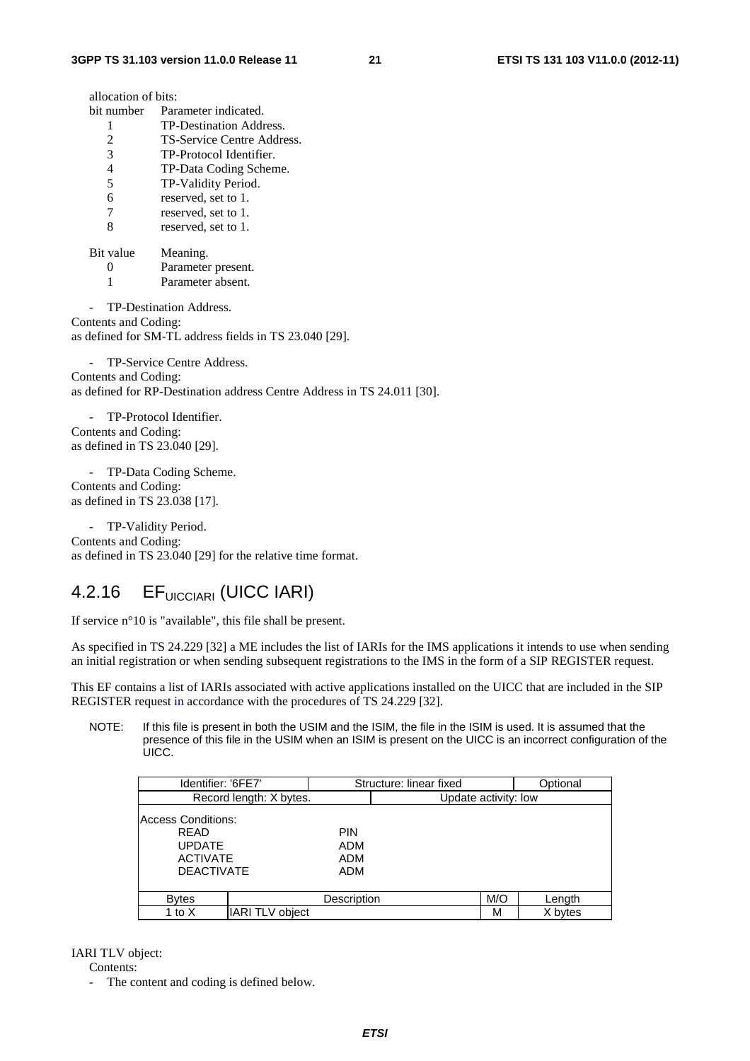allocation of bits:

| bit number | Parameter indicated. |
|---|---|
| 1 | TP-Destination Address. |
| 2 | TS-Service Centre Address. |
| 3 | TP-Protocol Identifier. |
| 4 | TP-Data Coding Scheme. |
| 5 | TP-Validity Period. |
| 6 | reserved, set to 1. |
| 7 | reserved, set to 1. |
| 8 | reserved, set to 1. |

| Bit value | Meaning. |
|---|---|
| 0 | Parameter present. |
| 1 | Parameter absent. |

- TP-Destination Address.

Contents and Coding:
as defined for SM-TL address fields in TS 23.040 [29].

- TP-Service Centre Address.

Contents and Coding:
as defined for RP-Destination address Centre Address in TS 24.011 [30].

- TP-Protocol Identifier.

Contents and Coding:
as defined in TS 23.040 [29].

- TP-Data Coding Scheme.

Contents and Coding:
as defined in TS 23.038 [17].

- TP-Validity Period.

Contents and Coding:
as defined in TS 23.040 [29] for the relative time format.

## 4.2.16 $EF_{UICCIARI}$ (UICC IARI)

If service n°10 is "available", this file shall be present.

As specified in TS 24.229 [32] a ME includes the list of IARIs for the IMS applications it intends to use when sending an initial registration or when sending subsequent registrations to the IMS in the form of a SIP REGISTER request.

This EF contains a list of IARIs associated with active applications installed on the UICC that are included in the SIP REGISTER request in accordance with the procedures of TS 24.229 [32].

NOTE: If this file is present in both the USIM and the ISIM, the file in the ISIM is used. It is assumed that the presence of this file in the USIM when an ISIM is present on the UICC is an incorrect configuration of the UICC.

| Identifier: '6FE7' | | Structure: linear fixed | Optional |
|---|---|---|---|
| Record length: X bytes. | | Update activity: low | |
| Access Conditions:<br>READ PIN<br>UPDATE ADM<br>ACTIVATE ADM<br>DEACTIVATE ADM | | | |
| **Bytes** | **Description** | **M/O** | **Length** |
| 1 to X | IARI TLV object | M | X bytes |

IARI TLV object:

Contents:

- The content and coding is defined below.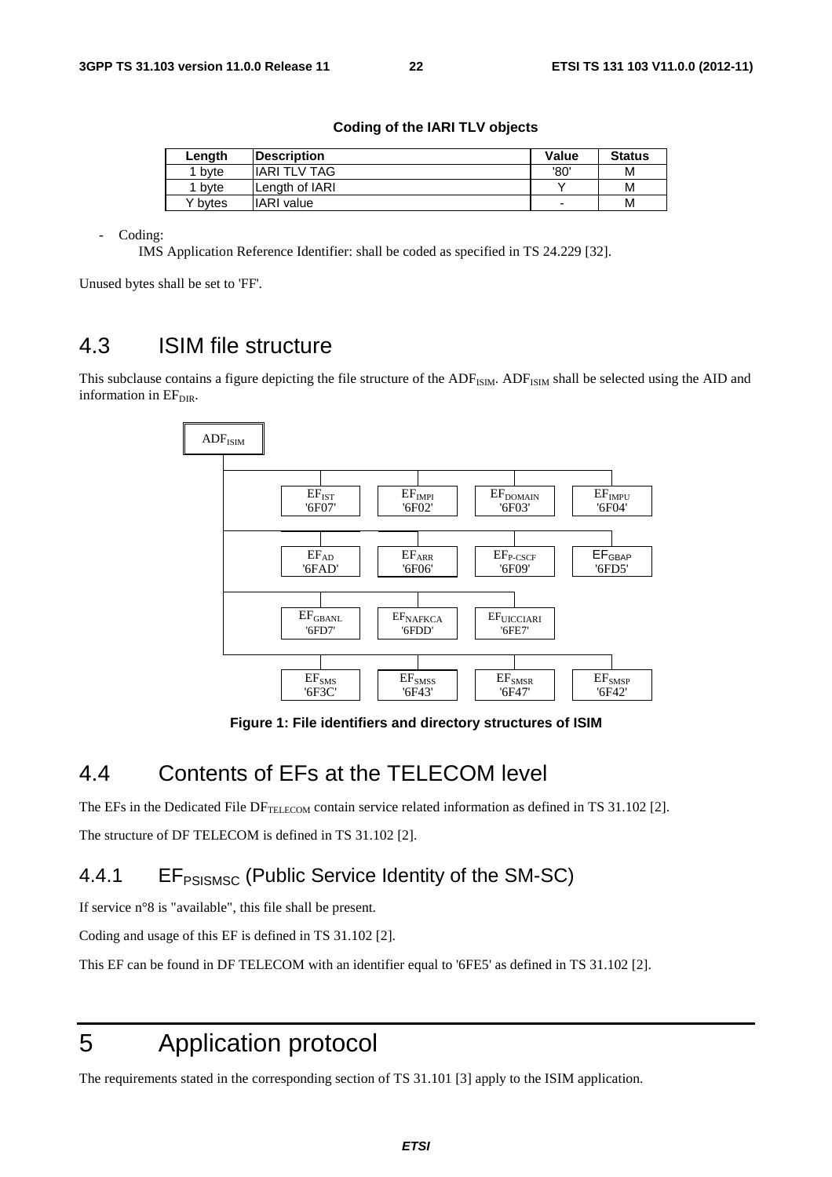**Coding of the IARI TLV objects**

| Length | Description | Value | Status |
|---|---|---|---|
| 1 byte | IARI TLV TAG | '80' | M |
| 1 byte | Length of IARI | Y | M |
| Y bytes | IARI value | - | M |

- Coding:
  IMS Application Reference Identifier: shall be coded as specified in TS 24.229 [32].

Unused bytes shall be set to 'FF'.

## 4.3 ISIM file structure

This subclause contains a figure depicting the file structure of the $ADF_{ISIM}$. $ADF_{ISIM}$ shall be selected using the AID and information in $EF_{DIR}$.

$ADF_{ISIM}$

| | | | |
|---|---|---|---|
| $EF_{IST}$ '6F07' | $EF_{IMPI}$ '6F02' | $EF_{DOMAIN}$ '6F03' | $EF_{IMPU}$ '6F04' |
| $EF_{AD}$ '6FAD' | $EF_{ARR}$ '6F06' | $EF_{P-CSCF}$ '6F09' | $EF_{GBAP}$ '6FD5' |
| $EF_{GBANL}$ '6FD7' | $EF_{NAFKCA}$ '6FDD' | $EF_{UICCIARI}$ '6FE7' | |
| $EF_{SMS}$ '6F3C' | $EF_{SMSS}$ '6F43' | $EF_{SMSR}$ '6F47' | $EF_{SMSP}$ '6F42' |

**Figure 1: File identifiers and directory structures of ISIM**

## 4.4 Contents of EFs at the TELECOM level

The EFs in the Dedicated File $DF_{TELECOM}$ contain service related information as defined in TS 31.102 [2].

The structure of DF TELECOM is defined in TS 31.102 [2].

### 4.4.1 $EF_{PSISMSC}$ (Public Service Identity of the SM-SC)

If service n°8 is "available", this file shall be present.

Coding and usage of this EF is defined in TS 31.102 [2].

This EF can be found in DF TELECOM with an identifier equal to '6FE5' as defined in TS 31.102 [2].

# 5 Application protocol

The requirements stated in the corresponding section of TS 31.101 [3] apply to the ISIM application.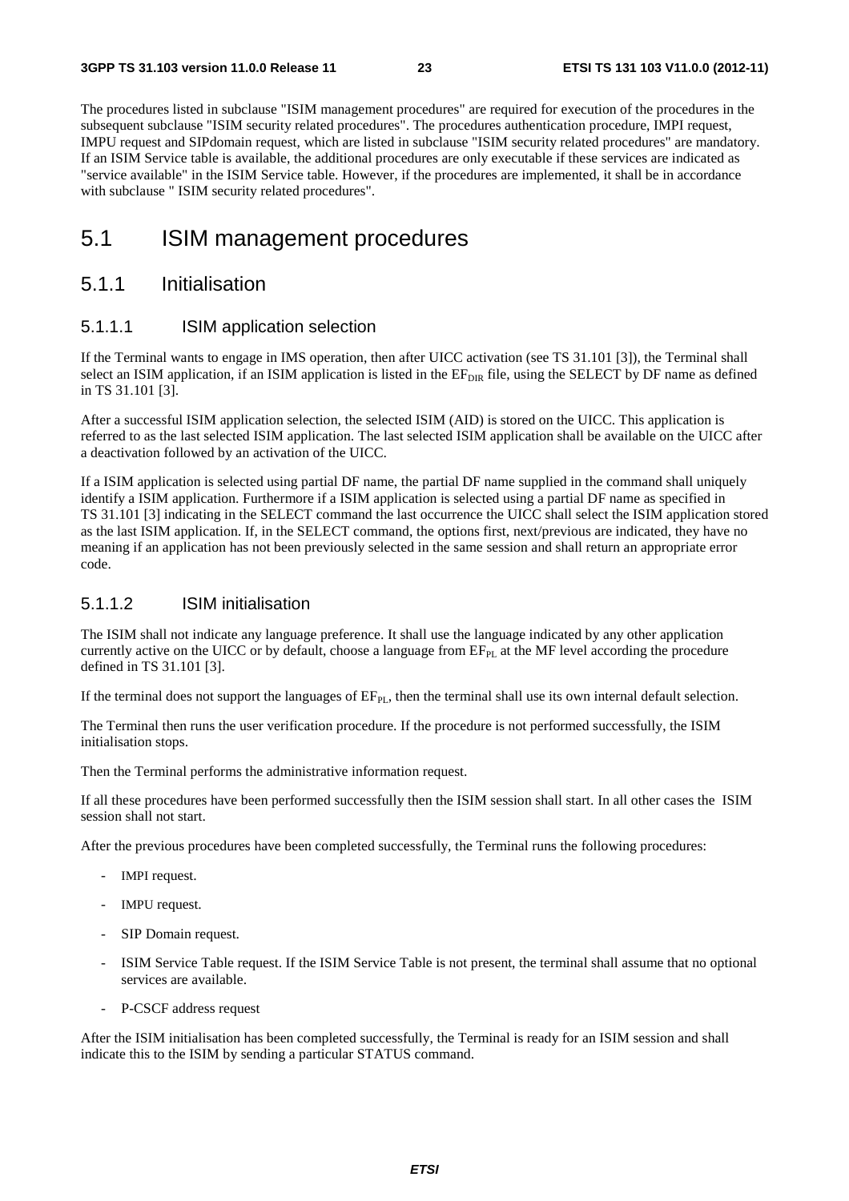The procedures listed in subclause "ISIM management procedures" are required for execution of the procedures in the subsequent subclause "ISIM security related procedures". The procedures authentication procedure, IMPI request, IMPU request and SIPdomain request, which are listed in subclause "ISIM security related procedures" are mandatory. If an ISIM Service table is available, the additional procedures are only executable if these services are indicated as "service available" in the ISIM Service table. However, if the procedures are implemented, it shall be in accordance with subclause " ISIM security related procedures".

# 5.1 ISIM management procedures

## 5.1.1 Initialisation

### 5.1.1.1 ISIM application selection

If the Terminal wants to engage in IMS operation, then after UICC activation (see TS 31.101 [3]), the Terminal shall select an ISIM application, if an ISIM application is listed in the $EF_{DIR}$ file, using the SELECT by DF name as defined in TS 31.101 [3].

After a successful ISIM application selection, the selected ISIM (AID) is stored on the UICC. This application is referred to as the last selected ISIM application. The last selected ISIM application shall be available on the UICC after a deactivation followed by an activation of the UICC.

If a ISIM application is selected using partial DF name, the partial DF name supplied in the command shall uniquely identify a ISIM application. Furthermore if a ISIM application is selected using a partial DF name as specified in TS 31.101 [3] indicating in the SELECT command the last occurrence the UICC shall select the ISIM application stored as the last ISIM application. If, in the SELECT command, the options first, next/previous are indicated, they have no meaning if an application has not been previously selected in the same session and shall return an appropriate error code.

### 5.1.1.2 ISIM initialisation

The ISIM shall not indicate any language preference. It shall use the language indicated by any other application currently active on the UICC or by default, choose a language from $EF_{PL}$ at the MF level according the procedure defined in TS 31.101 [3].

If the terminal does not support the languages of $EF_{PL}$, then the terminal shall use its own internal default selection.

The Terminal then runs the user verification procedure. If the procedure is not performed successfully, the ISIM initialisation stops.

Then the Terminal performs the administrative information request.

If all these procedures have been performed successfully then the ISIM session shall start. In all other cases the ISIM session shall not start.

After the previous procedures have been completed successfully, the Terminal runs the following procedures:

- IMPI request.
- IMPU request.
- SIP Domain request.
- ISIM Service Table request. If the ISIM Service Table is not present, the terminal shall assume that no optional services are available.
- P-CSCF address request

After the ISIM initialisation has been completed successfully, the Terminal is ready for an ISIM session and shall indicate this to the ISIM by sending a particular STATUS command.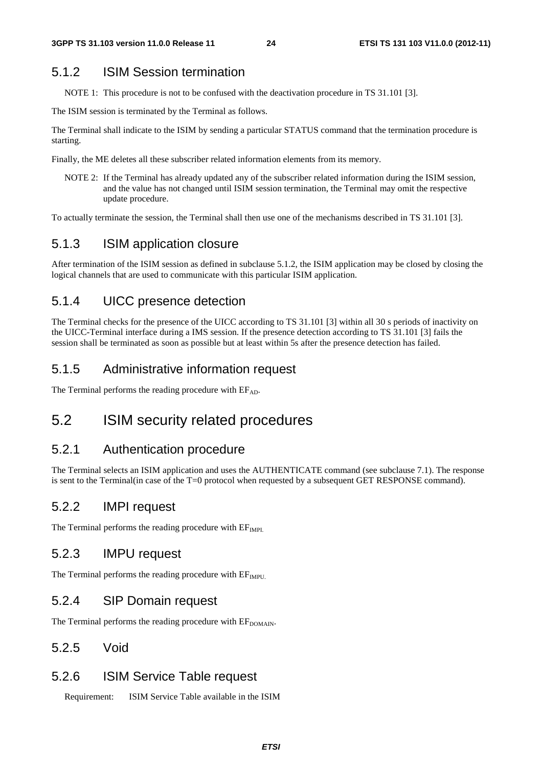### 5.1.2 ISIM Session termination

NOTE 1: This procedure is not to be confused with the deactivation procedure in TS 31.101 [3].

The ISIM session is terminated by the Terminal as follows.

The Terminal shall indicate to the ISIM by sending a particular STATUS command that the termination procedure is starting.

Finally, the ME deletes all these subscriber related information elements from its memory.

NOTE 2: If the Terminal has already updated any of the subscriber related information during the ISIM session, and the value has not changed until ISIM session termination, the Terminal may omit the respective update procedure.

To actually terminate the session, the Terminal shall then use one of the mechanisms described in TS 31.101 [3].

### 5.1.3 ISIM application closure

After termination of the ISIM session as defined in subclause 5.1.2, the ISIM application may be closed by closing the logical channels that are used to communicate with this particular ISIM application.

### 5.1.4 UICC presence detection

The Terminal checks for the presence of the UICC according to TS 31.101 [3] within all 30 s periods of inactivity on the UICC-Terminal interface during a IMS session. If the presence detection according to TS 31.101 [3] fails the session shall be terminated as soon as possible but at least within 5s after the presence detection has failed.

### 5.1.5 Administrative information request

The Terminal performs the reading procedure with $EF_{AD}$.

## 5.2 ISIM security related procedures

### 5.2.1 Authentication procedure

The Terminal selects an ISIM application and uses the AUTHENTICATE command (see subclause 7.1). The response is sent to the Terminal(in case of the T=0 protocol when requested by a subsequent GET RESPONSE command).

### 5.2.2 IMPI request

The Terminal performs the reading procedure with $EF_{IMPI.}$

### 5.2.3 IMPU request

The Terminal performs the reading procedure with $EF_{IMPU.}$

### 5.2.4 SIP Domain request

The Terminal performs the reading procedure with $EF_{DOMAIN}$.

### 5.2.5 Void

### 5.2.6 ISIM Service Table request

Requirement: ISIM Service Table available in the ISIM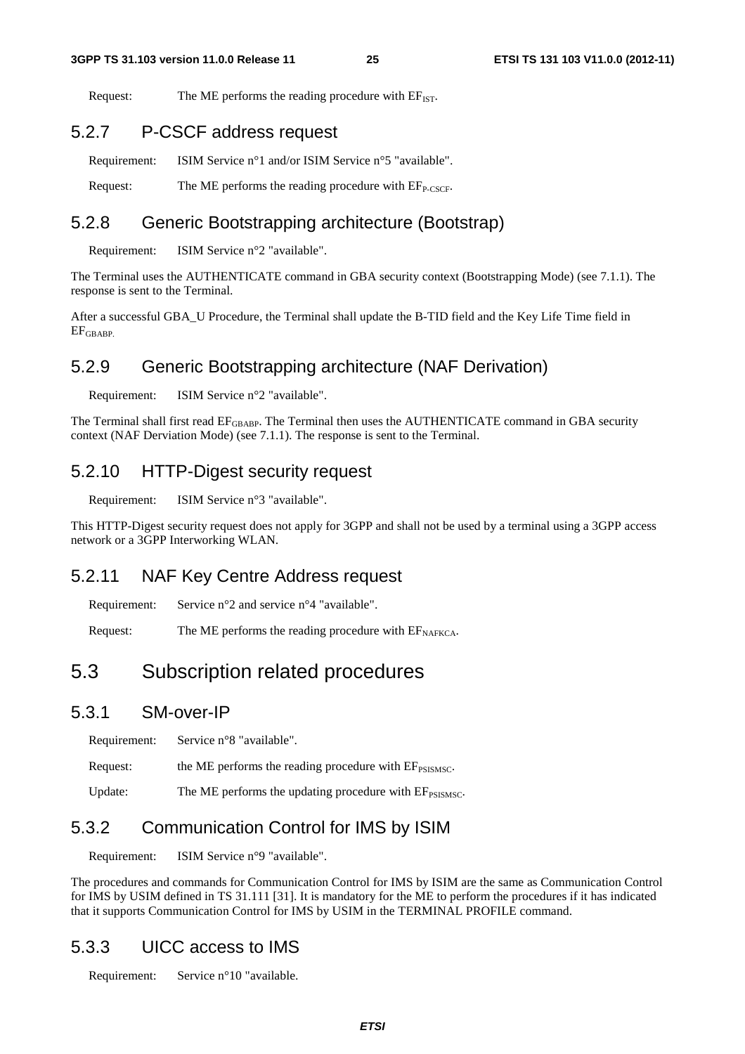Request: The ME performs the reading procedure with $EF_{IST}$.

## 5.2.7 P-CSCF address request

Requirement: ISIM Service n°1 and/or ISIM Service n°5 "available".

Request: The ME performs the reading procedure with $EF_{P-CSCF}$.

## 5.2.8 Generic Bootstrapping architecture (Bootstrap)

Requirement: ISIM Service n°2 "available".

The Terminal uses the AUTHENTICATE command in GBA security context (Bootstrapping Mode) (see 7.1.1). The response is sent to the Terminal.

After a successful GBA_U Procedure, the Terminal shall update the B-TID field and the Key Life Time field in $EF_{GBABP.}$

## 5.2.9 Generic Bootstrapping architecture (NAF Derivation)

Requirement: ISIM Service n°2 "available".

The Terminal shall first read $EF_{GBABP}$. The Terminal then uses the AUTHENTICATE command in GBA security context (NAF Derviation Mode) (see 7.1.1). The response is sent to the Terminal.

## 5.2.10 HTTP-Digest security request

Requirement: ISIM Service n°3 "available".

This HTTP-Digest security request does not apply for 3GPP and shall not be used by a terminal using a 3GPP access network or a 3GPP Interworking WLAN.

## 5.2.11 NAF Key Centre Address request

Requirement: Service n°2 and service n°4 "available".

Request: The ME performs the reading procedure with $EF_{NAFKCA}$.

# 5.3 Subscription related procedures

## 5.3.1 SM-over-IP

Requirement: Service n°8 "available".

Request: the ME performs the reading procedure with $EF_{PSISMSC}$.

Update: The ME performs the updating procedure with $EF_{PSISMSC}$.

## 5.3.2 Communication Control for IMS by ISIM

Requirement: ISIM Service n°9 "available".

The procedures and commands for Communication Control for IMS by ISIM are the same as Communication Control for IMS by USIM defined in TS 31.111 [31]. It is mandatory for the ME to perform the procedures if it has indicated that it supports Communication Control for IMS by USIM in the TERMINAL PROFILE command.

## 5.3.3 UICC access to IMS

Requirement: Service n°10 "available.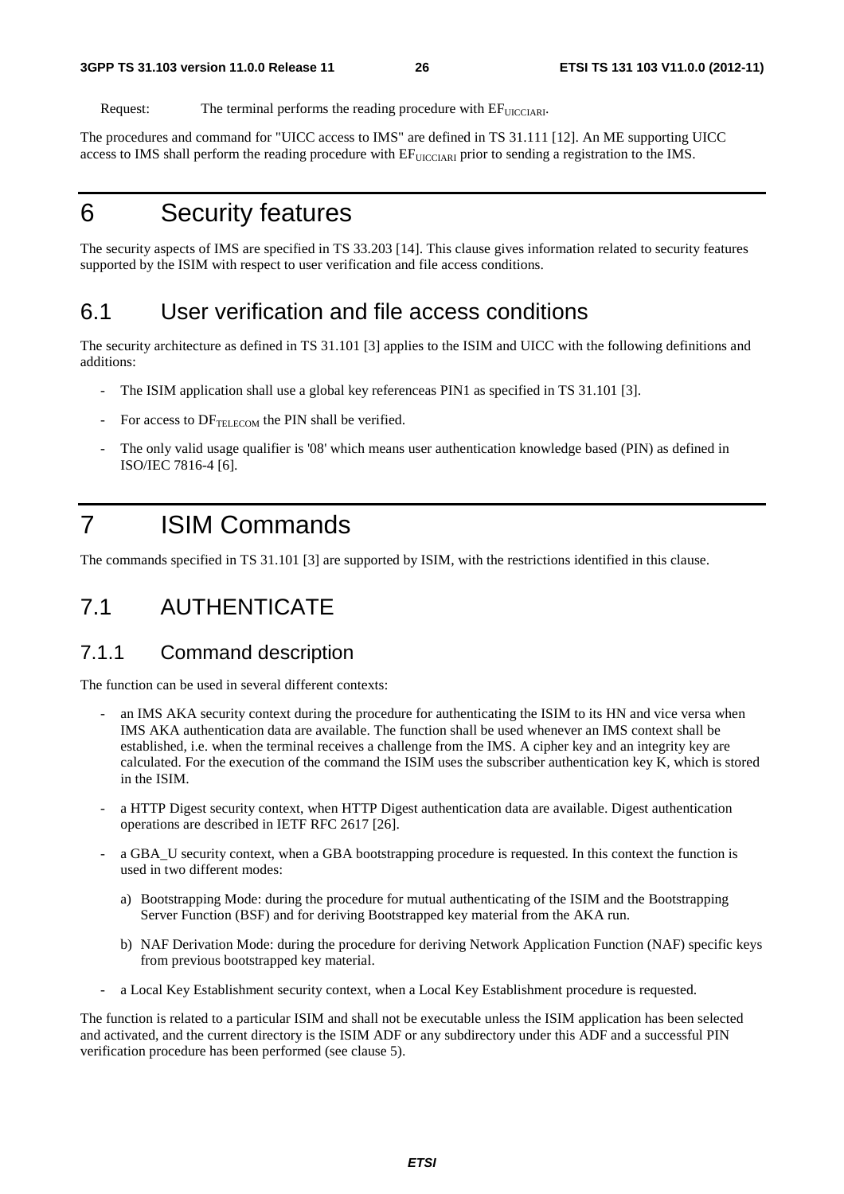Request: The terminal performs the reading procedure with $EF_{UICCIARI}$.

The procedures and command for "UICC access to IMS" are defined in TS 31.111 [12]. An ME supporting UICC access to IMS shall perform the reading procedure with $EF_{UICCIARI}$ prior to sending a registration to the IMS.

# 6 Security features

The security aspects of IMS are specified in TS 33.203 [14]. This clause gives information related to security features supported by the ISIM with respect to user verification and file access conditions.

## 6.1 User verification and file access conditions

The security architecture as defined in TS 31.101 [3] applies to the ISIM and UICC with the following definitions and additions:

- The ISIM application shall use a global key referenceas PIN1 as specified in TS 31.101 [3].
- For access to $DF_{TELECOM}$ the PIN shall be verified.
- The only valid usage qualifier is '08' which means user authentication knowledge based (PIN) as defined in ISO/IEC 7816-4 [6].

# 7 ISIM Commands

The commands specified in TS 31.101 [3] are supported by ISIM, with the restrictions identified in this clause.

## 7.1 AUTHENTICATE

### 7.1.1 Command description

The function can be used in several different contexts:

- an IMS AKA security context during the procedure for authenticating the ISIM to its HN and vice versa when IMS AKA authentication data are available. The function shall be used whenever an IMS context shall be established, i.e. when the terminal receives a challenge from the IMS. A cipher key and an integrity key are calculated. For the execution of the command the ISIM uses the subscriber authentication key K, which is stored in the ISIM.
- a HTTP Digest security context, when HTTP Digest authentication data are available. Digest authentication operations are described in IETF RFC 2617 [26].
- a GBA_U security context, when a GBA bootstrapping procedure is requested. In this context the function is used in two different modes:
  a) Bootstrapping Mode: during the procedure for mutual authenticating of the ISIM and the Bootstrapping Server Function (BSF) and for deriving Bootstrapped key material from the AKA run.
  b) NAF Derivation Mode: during the procedure for deriving Network Application Function (NAF) specific keys from previous bootstrapped key material.
- a Local Key Establishment security context, when a Local Key Establishment procedure is requested.

The function is related to a particular ISIM and shall not be executable unless the ISIM application has been selected and activated, and the current directory is the ISIM ADF or any subdirectory under this ADF and a successful PIN verification procedure has been performed (see clause 5).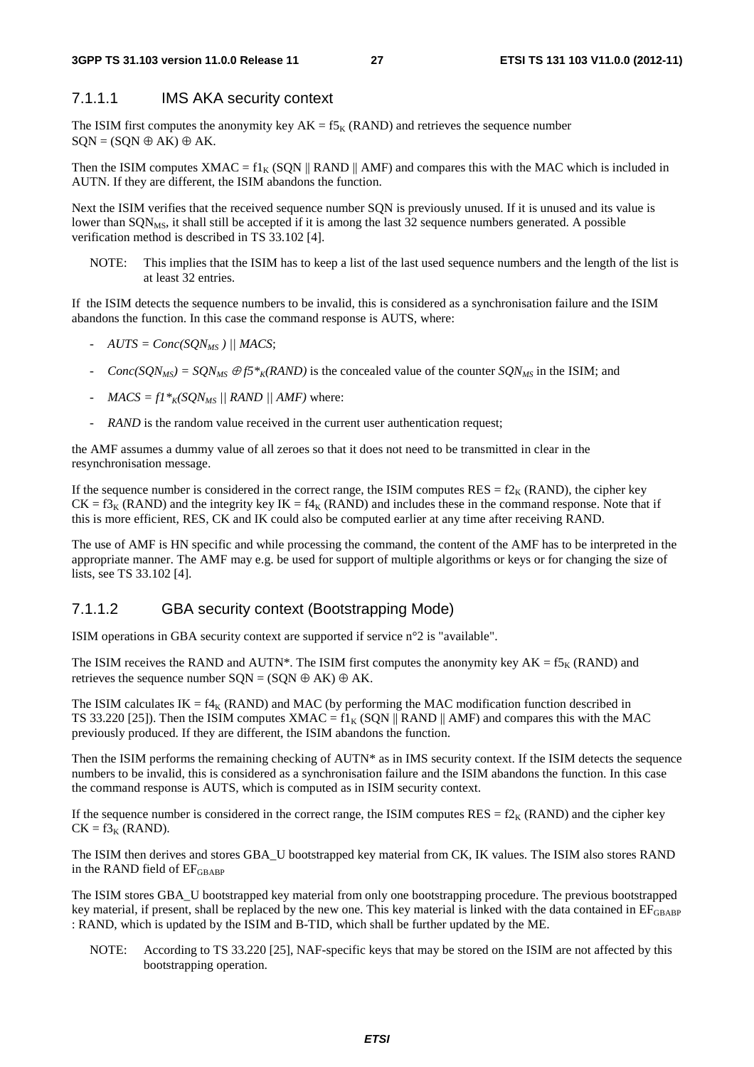### 7.1.1.1 IMS AKA security context

The ISIM first computes the anonymity key $AK = f5_K$ (RAND) and retrieves the sequence number $SQN = (SQN \oplus AK) \oplus AK$.

Then the ISIM computes $XMAC = f1_K$ (SQN || RAND || AMF) and compares this with the MAC which is included in AUTN. If they are different, the ISIM abandons the function.

Next the ISIM verifies that the received sequence number SQN is previously unused. If it is unused and its value is lower than $SQN_{MS}$, it shall still be accepted if it is among the last 32 sequence numbers generated. A possible verification method is described in TS 33.102 [4].

NOTE: This implies that the ISIM has to keep a list of the last used sequence numbers and the length of the list is at least 32 entries.

If the ISIM detects the sequence numbers to be invalid, this is considered as a synchronisation failure and the ISIM abandons the function. In this case the command response is AUTS, where:

- $AUTS = Conc(SQN_{MS}) \mathbin{||} MACS$;
- $Conc(SQN_{MS}) = SQN_{MS} \oplus f5^*_K(RAND)$ is the concealed value of the counter $SQN_{MS}$ in the ISIM; and
- $MACS = f1^*_K(SQN_{MS} \mathbin{||} RAND \mathbin{||} AMF)$ where:
- *RAND* is the random value received in the current user authentication request;

the AMF assumes a dummy value of all zeroes so that it does not need to be transmitted in clear in the resynchronisation message.

If the sequence number is considered in the correct range, the ISIM computes $RES = f2_K$ (RAND), the cipher key $CK = f3_K$ (RAND) and the integrity key $IK = f4_K$ (RAND) and includes these in the command response. Note that if this is more efficient, RES, CK and IK could also be computed earlier at any time after receiving RAND.

The use of AMF is HN specific and while processing the command, the content of the AMF has to be interpreted in the appropriate manner. The AMF may e.g. be used for support of multiple algorithms or keys or for changing the size of lists, see TS 33.102 [4].

### 7.1.1.2 GBA security context (Bootstrapping Mode)

ISIM operations in GBA security context are supported if service n°2 is "available".

The ISIM receives the RAND and AUTN*. The ISIM first computes the anonymity key $AK = f5_K$ (RAND) and retrieves the sequence number $SQN = (SQN \oplus AK) \oplus AK$.

The ISIM calculates $IK = f4_K$ (RAND) and MAC (by performing the MAC modification function described in TS 33.220 [25]). Then the ISIM computes $XMAC = f1_K$ (SQN || RAND || AMF) and compares this with the MAC previously produced. If they are different, the ISIM abandons the function.

Then the ISIM performs the remaining checking of AUTN* as in IMS security context. If the ISIM detects the sequence numbers to be invalid, this is considered as a synchronisation failure and the ISIM abandons the function. In this case the command response is AUTS, which is computed as in ISIM security context.

If the sequence number is considered in the correct range, the ISIM computes $RES = f2_K$ (RAND) and the cipher key $CK = f3_K$ (RAND).

The ISIM then derives and stores GBA_U bootstrapped key material from CK, IK values. The ISIM also stores RAND in the RAND field of $EF_{GBABP}$

The ISIM stores GBA_U bootstrapped key material from only one bootstrapping procedure. The previous bootstrapped key material, if present, shall be replaced by the new one. This key material is linked with the data contained in $EF_{GBABP}$ : RAND, which is updated by the ISIM and B-TID, which shall be further updated by the ME.

NOTE: According to TS 33.220 [25], NAF-specific keys that may be stored on the ISIM are not affected by this bootstrapping operation.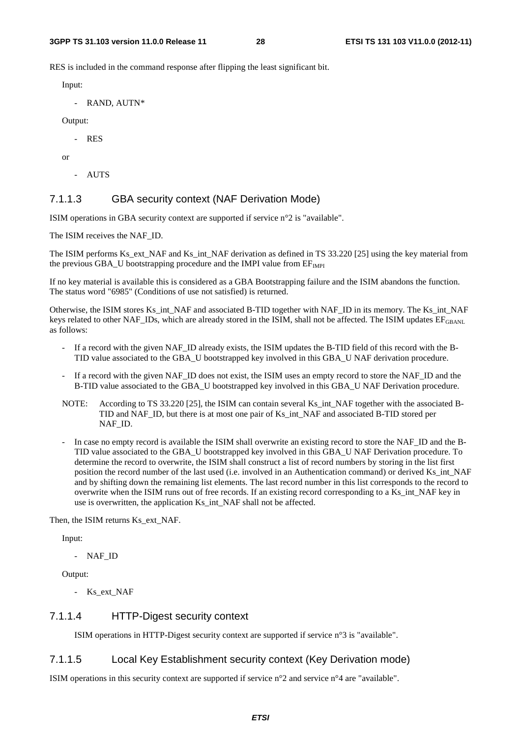RES is included in the command response after flipping the least significant bit.

Input:

- RAND, AUTN*

Output:

- RES

or

- AUTS

### 7.1.1.3 GBA security context (NAF Derivation Mode)

ISIM operations in GBA security context are supported if service n°2 is "available".

The ISIM receives the NAF_ID.

The ISIM performs Ks_ext_NAF and Ks_int_NAF derivation as defined in TS 33.220 [25] using the key material from the previous GBA_U bootstrapping procedure and the IMPI value from $EF_{IMPI}$

If no key material is available this is considered as a GBA Bootstrapping failure and the ISIM abandons the function. The status word "6985" (Conditions of use not satisfied) is returned.

Otherwise, the ISIM stores Ks_int_NAF and associated B-TID together with NAF_ID in its memory. The Ks_int_NAF keys related to other NAF_IDs, which are already stored in the ISIM, shall not be affected. The ISIM updates $EF_{GBANL}$ as follows:

- If a record with the given NAF_ID already exists, the ISIM updates the B-TID field of this record with the B-TID value associated to the GBA_U bootstrapped key involved in this GBA_U NAF derivation procedure.
- If a record with the given NAF_ID does not exist, the ISIM uses an empty record to store the NAF_ID and the B-TID value associated to the GBA_U bootstrapped key involved in this GBA_U NAF Derivation procedure.

NOTE: According to TS 33.220 [25], the ISIM can contain several Ks_int_NAF together with the associated B-TID and NAF_ID, but there is at most one pair of Ks_int_NAF and associated B-TID stored per NAF_ID.

- In case no empty record is available the ISIM shall overwrite an existing record to store the NAF_ID and the B-TID value associated to the GBA_U bootstrapped key involved in this GBA_U NAF Derivation procedure. To determine the record to overwrite, the ISIM shall construct a list of record numbers by storing in the list first position the record number of the last used (i.e. involved in an Authentication command) or derived Ks_int_NAF and by shifting down the remaining list elements. The last record number in this list corresponds to the record to overwrite when the ISIM runs out of free records. If an existing record corresponding to a Ks_int_NAF key in use is overwritten, the application Ks_int_NAF shall not be affected.

Then, the ISIM returns Ks_ext_NAF.

Input:

- NAF_ID

Output:

- Ks_ext_NAF

### 7.1.1.4 HTTP-Digest security context

ISIM operations in HTTP-Digest security context are supported if service n°3 is "available".

### 7.1.1.5 Local Key Establishment security context (Key Derivation mode)

ISIM operations in this security context are supported if service n°2 and service n°4 are "available".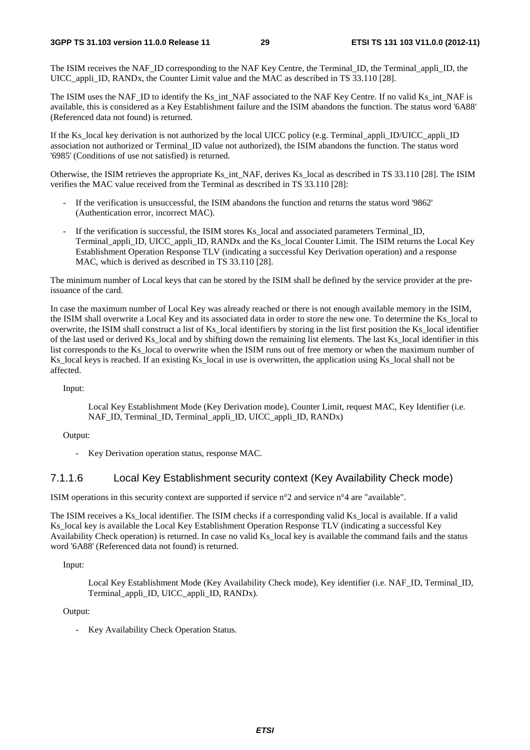The ISIM receives the NAF_ID corresponding to the NAF Key Centre, the Terminal_ID, the Terminal_appli_ID, the UICC_appli_ID, RANDx, the Counter Limit value and the MAC as described in TS 33.110 [28].

The ISIM uses the NAF_ID to identify the Ks_int_NAF associated to the NAF Key Centre. If no valid Ks_int_NAF is available, this is considered as a Key Establishment failure and the ISIM abandons the function. The status word '6A88' (Referenced data not found) is returned.

If the Ks_local key derivation is not authorized by the local UICC policy (e.g. Terminal_appli_ID/UICC_appli_ID association not authorized or Terminal_ID value not authorized), the ISIM abandons the function. The status word '6985' (Conditions of use not satisfied) is returned.

Otherwise, the ISIM retrieves the appropriate Ks_int_NAF, derives Ks_local as described in TS 33.110 [28]. The ISIM verifies the MAC value received from the Terminal as described in TS 33.110 [28]:

- If the verification is unsuccessful, the ISIM abandons the function and returns the status word '9862' (Authentication error, incorrect MAC).
- If the verification is successful, the ISIM stores Ks_local and associated parameters Terminal_ID, Terminal_appli_ID, UICC_appli_ID, RANDx and the Ks_local Counter Limit. The ISIM returns the Local Key Establishment Operation Response TLV (indicating a successful Key Derivation operation) and a response MAC, which is derived as described in TS 33.110 [28].

The minimum number of Local keys that can be stored by the ISIM shall be defined by the service provider at the pre-issuance of the card.

In case the maximum number of Local Key was already reached or there is not enough available memory in the ISIM, the ISIM shall overwrite a Local Key and its associated data in order to store the new one. To determine the Ks_local to overwrite, the ISIM shall construct a list of Ks_local identifiers by storing in the list first position the Ks_local identifier of the last used or derived Ks_local and by shifting down the remaining list elements. The last Ks_local identifier in this list corresponds to the Ks_local to overwrite when the ISIM runs out of free memory or when the maximum number of Ks_local keys is reached. If an existing Ks_local in use is overwritten, the application using Ks_local shall not be affected.

Input:

Local Key Establishment Mode (Key Derivation mode), Counter Limit, request MAC, Key Identifier (i.e. NAF_ID, Terminal_ID, Terminal_appli_ID, UICC_appli_ID, RANDx)

Output:

- Key Derivation operation status, response MAC.

#### 7.1.1.6 Local Key Establishment security context (Key Availability Check mode)

ISIM operations in this security context are supported if service n°2 and service n°4 are "available".

The ISIM receives a Ks_local identifier. The ISIM checks if a corresponding valid Ks_local is available. If a valid Ks_local key is available the Local Key Establishment Operation Response TLV (indicating a successful Key Availability Check operation) is returned. In case no valid Ks_local key is available the command fails and the status word '6A88' (Referenced data not found) is returned.

Input:

Local Key Establishment Mode (Key Availability Check mode), Key identifier (i.e. NAF_ID, Terminal_ID, Terminal_appli_ID, UICC_appli_ID, RANDx).

Output:

- Key Availability Check Operation Status.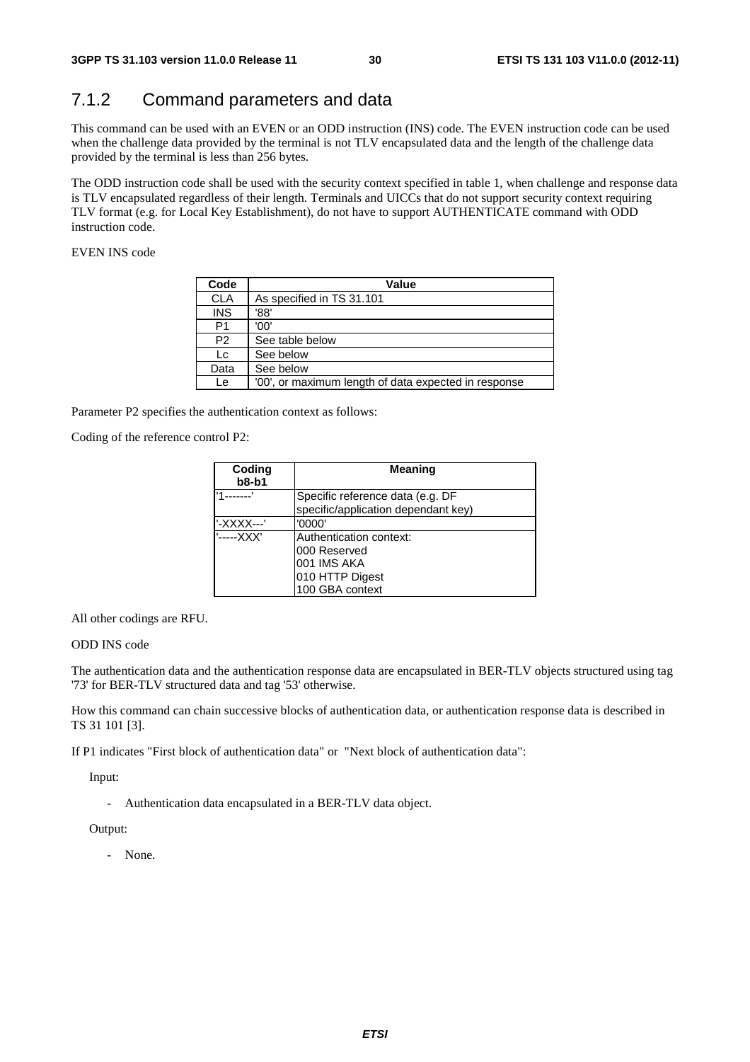## 7.1.2 Command parameters and data

This command can be used with an EVEN or an ODD instruction (INS) code. The EVEN instruction code can be used when the challenge data provided by the terminal is not TLV encapsulated data and the length of the challenge data provided by the terminal is less than 256 bytes.

The ODD instruction code shall be used with the security context specified in table 1, when challenge and response data is TLV encapsulated regardless of their length. Terminals and UICCs that do not support security context requiring TLV format (e.g. for Local Key Establishment), do not have to support AUTHENTICATE command with ODD instruction code.

EVEN INS code

| Code | Value |
|---|---|
| CLA | As specified in TS 31.101 |
| INS | '88' |
| P1 | '00' |
| P2 | See table below |
| Lc | See below |
| Data | See below |
| Le | '00', or maximum length of data expected in response |

Parameter P2 specifies the authentication context as follows:

Coding of the reference control P2:

| Coding b8-b1 | Meaning |
|---|---|
| '1-------' | Specific reference data (e.g. DF specific/application dependant key) |
| '-XXXX---' | '0000' |
| '-----XXX' | Authentication context:<br>000 Reserved<br>001 IMS AKA<br>010 HTTP Digest<br>100 GBA context |

All other codings are RFU.

ODD INS code

The authentication data and the authentication response data are encapsulated in BER-TLV objects structured using tag '73' for BER-TLV structured data and tag '53' otherwise.

How this command can chain successive blocks of authentication data, or authentication response data is described in TS 31 101 [3].

If P1 indicates "First block of authentication data" or "Next block of authentication data":

Input:

- Authentication data encapsulated in a BER-TLV data object.

Output:

- None.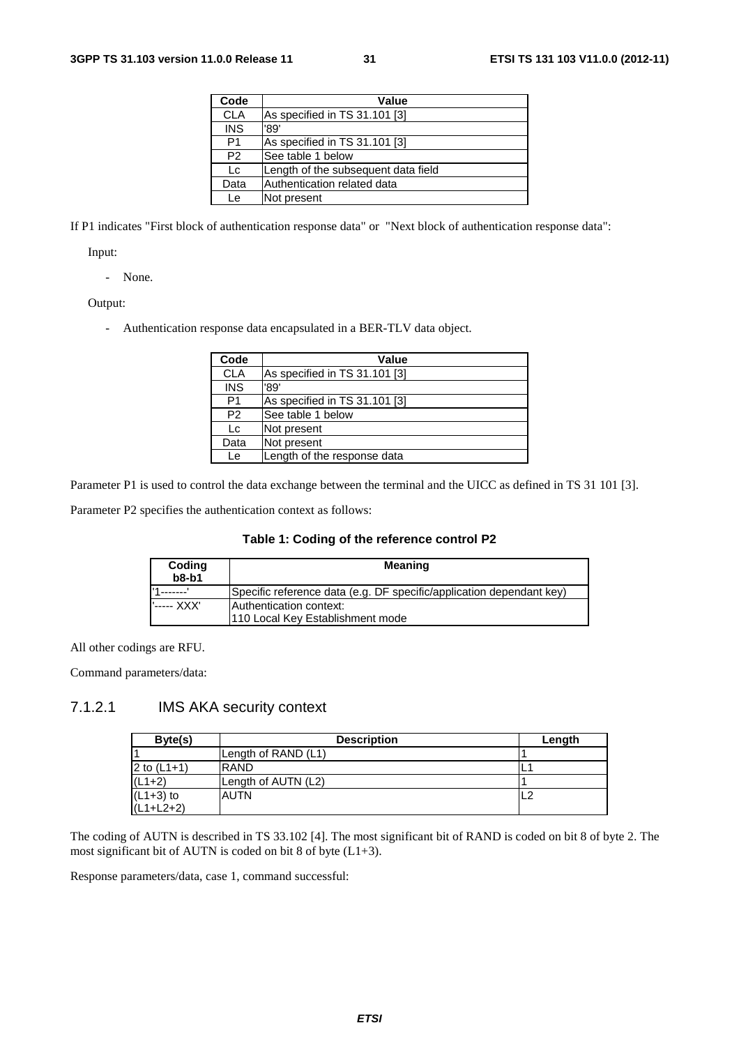| Code | Value |
| --- | --- |
| CLA | As specified in TS 31.101 [3] |
| INS | '89' |
| P1 | As specified in TS 31.101 [3] |
| P2 | See table 1 below |
| Lc | Length of the subsequent data field |
| Data | Authentication related data |
| Le | Not present |

If P1 indicates "First block of authentication response data" or "Next block of authentication response data":

Input:

- None.

Output:

- Authentication response data encapsulated in a BER-TLV data object.

| Code | Value |
| --- | --- |
| CLA | As specified in TS 31.101 [3] |
| INS | '89' |
| P1 | As specified in TS 31.101 [3] |
| P2 | See table 1 below |
| Lc | Not present |
| Data | Not present |
| Le | Length of the response data |

Parameter P1 is used to control the data exchange between the terminal and the UICC as defined in TS 31 101 [3].

Parameter P2 specifies the authentication context as follows:

**Table 1: Coding of the reference control P2**

| Coding b8-b1 | Meaning |
| --- | --- |
| '1-------' | Specific reference data (e.g. DF specific/application dependant key) |
| '----- XXX' | Authentication context:<br>110 Local Key Establishment mode |

All other codings are RFU.

Command parameters/data:

### 7.1.2.1 IMS AKA security context

| Byte(s) | Description | Length |
| --- | --- | --- |
| 1 | Length of RAND (L1) | 1 |
| 2 to (L1+1) | RAND | L1 |
| (L1+2) | Length of AUTN (L2) | 1 |
| (L1+3) to (L1+L2+2) | AUTN | L2 |

The coding of AUTN is described in TS 33.102 [4]. The most significant bit of RAND is coded on bit 8 of byte 2. The most significant bit of AUTN is coded on bit 8 of byte (L1+3).

Response parameters/data, case 1, command successful: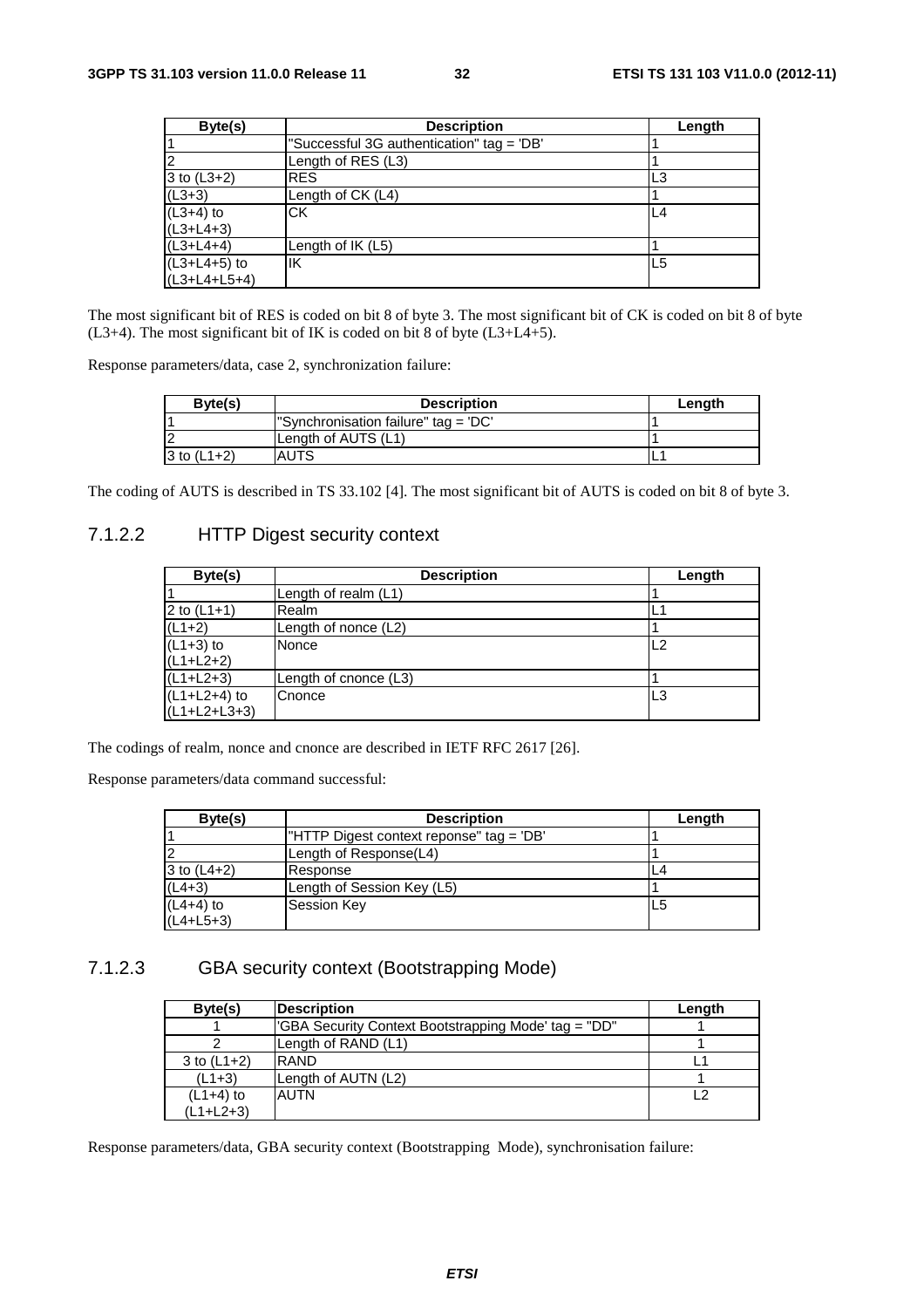| Byte(s) | Description | Length |
| --- | --- | --- |
| 1 | "Successful 3G authentication" tag = 'DB' | 1 |
| 2 | Length of RES (L3) | 1 |
| 3 to (L3+2) | RES | L3 |
| (L3+3) | Length of CK (L4) | 1 |
| (L3+4) to (L3+L4+3) | CK | L4 |
| (L3+L4+4) | Length of IK (L5) | 1 |
| (L3+L4+5) to (L3+L4+L5+4) | IK | L5 |

The most significant bit of RES is coded on bit 8 of byte 3. The most significant bit of CK is coded on bit 8 of byte (L3+4). The most significant bit of IK is coded on bit 8 of byte (L3+L4+5).

Response parameters/data, case 2, synchronization failure:

| Byte(s) | Description | Length |
| --- | --- | --- |
| 1 | "Synchronisation failure" tag = 'DC' | 1 |
| 2 | Length of AUTS (L1) | 1 |
| 3 to (L1+2) | AUTS | L1 |

The coding of AUTS is described in TS 33.102 [4]. The most significant bit of AUTS is coded on bit 8 of byte 3.

### 7.1.2.2 HTTP Digest security context

| Byte(s) | Description | Length |
| --- | --- | --- |
| 1 | Length of realm (L1) | 1 |
| 2 to (L1+1) | Realm | L1 |
| (L1+2) | Length of nonce (L2) | 1 |
| (L1+3) to (L1+L2+2) | Nonce | L2 |
| (L1+L2+3) | Length of cnonce (L3) | 1 |
| (L1+L2+4) to (L1+L2+L3+3) | Cnonce | L3 |

The codings of realm, nonce and cnonce are described in IETF RFC 2617 [26].

Response parameters/data command successful:

| Byte(s) | Description | Length |
| --- | --- | --- |
| 1 | "HTTP Digest context reponse" tag = 'DB' | 1 |
| 2 | Length of Response(L4) | 1 |
| 3 to (L4+2) | Response | L4 |
| (L4+3) | Length of Session Key (L5) | 1 |
| (L4+4) to (L4+L5+3) | Session Key | L5 |

### 7.1.2.3 GBA security context (Bootstrapping Mode)

| Byte(s) | Description | Length |
| --- | --- | --- |
| 1 | 'GBA Security Context Bootstrapping Mode' tag = "DD" | 1 |
| 2 | Length of RAND (L1) | 1 |
| 3 to (L1+2) | RAND | L1 |
| (L1+3) | Length of AUTN (L2) | 1 |
| (L1+4) to (L1+L2+3) | AUTN | L2 |

Response parameters/data, GBA security context (Bootstrapping Mode), synchronisation failure: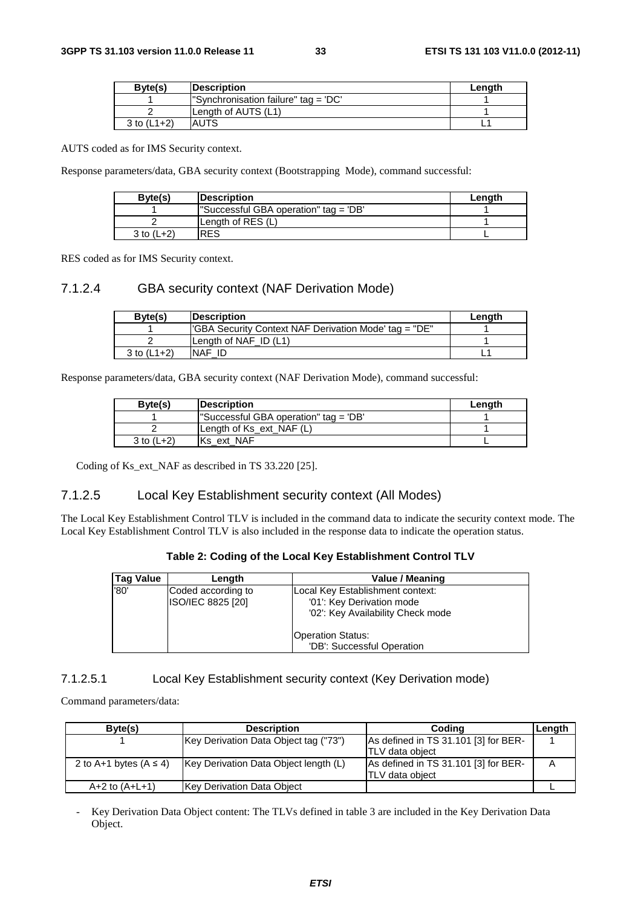| Byte(s) | Description | Length |
| --- | --- | --- |
| 1 | "Synchronisation failure" tag = 'DC' | 1 |
| 2 | Length of AUTS (L1) | 1 |
| 3 to (L1+2) | AUTS | L1 |

AUTS coded as for IMS Security context.

Response parameters/data, GBA security context (Bootstrapping Mode), command successful:

| Byte(s) | Description | Length |
| --- | --- | --- |
| 1 | "Successful GBA operation" tag = 'DB' | 1 |
| 2 | Length of RES (L) | 1 |
| 3 to (L+2) | RES | L |

RES coded as for IMS Security context.

#### 7.1.2.4 GBA security context (NAF Derivation Mode)

| Byte(s) | Description | Length |
| --- | --- | --- |
| 1 | 'GBA Security Context NAF Derivation Mode' tag = "DE" | 1 |
| 2 | Length of NAF_ID (L1) | 1 |
| 3 to (L1+2) | NAF_ID | L1 |

Response parameters/data, GBA security context (NAF Derivation Mode), command successful:

| Byte(s) | Description | Length |
| --- | --- | --- |
| 1 | "Successful GBA operation" tag = 'DB' | 1 |
| 2 | Length of Ks_ext_NAF (L) | 1 |
| 3 to (L+2) | Ks_ext_NAF | L |

Coding of Ks_ext_NAF as described in TS 33.220 [25].

#### 7.1.2.5 Local Key Establishment security context (All Modes)

The Local Key Establishment Control TLV is included in the command data to indicate the security context mode. The Local Key Establishment Control TLV is also included in the response data to indicate the operation status.

**Table 2: Coding of the Local Key Establishment Control TLV**

| Tag Value | Length | Value / Meaning |
| --- | --- | --- |
| '80' | Coded according to ISO/IEC 8825 [20] | Local Key Establishment context:<br>'01': Key Derivation mode<br>'02': Key Availability Check mode<br><br>Operation Status:<br>'DB': Successful Operation |

##### 7.1.2.5.1 Local Key Establishment security context (Key Derivation mode)

Command parameters/data:

| Byte(s) | Description | Coding | Length |
| --- | --- | --- | --- |
| 1 | Key Derivation Data Object tag ("73") | As defined in TS 31.101 [3] for BER-TLV data object | 1 |
| 2 to A+1 bytes (A ≤ 4) | Key Derivation Data Object length (L) | As defined in TS 31.101 [3] for BER-TLV data object | A |
| A+2 to (A+L+1) | Key Derivation Data Object | | L |

- Key Derivation Data Object content: The TLVs defined in table 3 are included in the Key Derivation Data Object.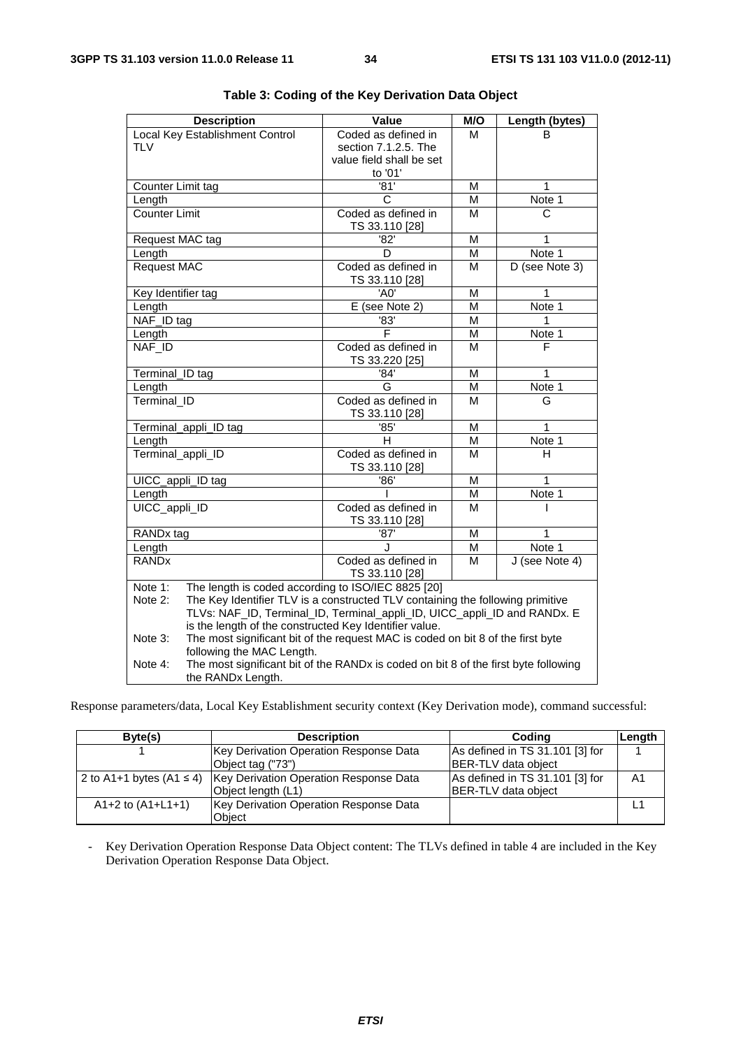**Table 3: Coding of the Key Derivation Data Object**

| Description | Value | M/O | Length (bytes) |
|---|---|---|---|
| Local Key Establishment Control TLV | Coded as defined in section 7.1.2.5. The value field shall be set to '01' | M | B |
| Counter Limit tag | '81' | M | 1 |
| Length | C | M | Note 1 |
| Counter Limit | Coded as defined in TS 33.110 [28] | M | C |
| Request MAC tag | '82' | M | 1 |
| Length | D | M | Note 1 |
| Request MAC | Coded as defined in TS 33.110 [28] | M | D (see Note 3) |
| Key Identifier tag | 'A0' | M | 1 |
| Length | E (see Note 2) | M | Note 1 |
| NAF_ID tag | '83' | M | 1 |
| Length | F | M | Note 1 |
| NAF_ID | Coded as defined in TS 33.220 [25] | M | F |
| Terminal_ID tag | '84' | M | 1 |
| Length | G | M | Note 1 |
| Terminal_ID | Coded as defined in TS 33.110 [28] | M | G |
| Terminal_appli_ID tag | '85' | M | 1 |
| Length | H | M | Note 1 |
| Terminal_appli_ID | Coded as defined in TS 33.110 [28] | M | H |
| UICC_appli_ID tag | '86' | M | 1 |
| Length | I | M | Note 1 |
| UICC_appli_ID | Coded as defined in TS 33.110 [28] | M | I |
| RANDx tag | '87' | M | 1 |
| Length | J | M | Note 1 |
| RANDx | Coded as defined in TS 33.110 [28] | M | J (see Note 4) |

Note 1: The length is coded according to ISO/IEC 8825 [20]

Note 2: The Key Identifier TLV is a constructed TLV containing the following primitive TLVs: NAF_ID, Terminal_ID, Terminal_appli_ID, UICC_appli_ID and RANDx. E is the length of the constructed Key Identifier value.

Note 3: The most significant bit of the request MAC is coded on bit 8 of the first byte following the MAC Length.

Note 4: The most significant bit of the RANDx is coded on bit 8 of the first byte following the RANDx Length.

Response parameters/data, Local Key Establishment security context (Key Derivation mode), command successful:

| Byte(s) | Description | Coding | Length |
|---|---|---|---|
| 1 | Key Derivation Operation Response Data Object tag ("73") | As defined in TS 31.101 [3] for BER-TLV data object | 1 |
| 2 to A1+1 bytes (A1 ≤ 4) | Key Derivation Operation Response Data Object length (L1) | As defined in TS 31.101 [3] for BER-TLV data object | A1 |
| A1+2 to (A1+L1+1) | Key Derivation Operation Response Data Object | | L1 |

- Key Derivation Operation Response Data Object content: The TLVs defined in table 4 are included in the Key Derivation Operation Response Data Object.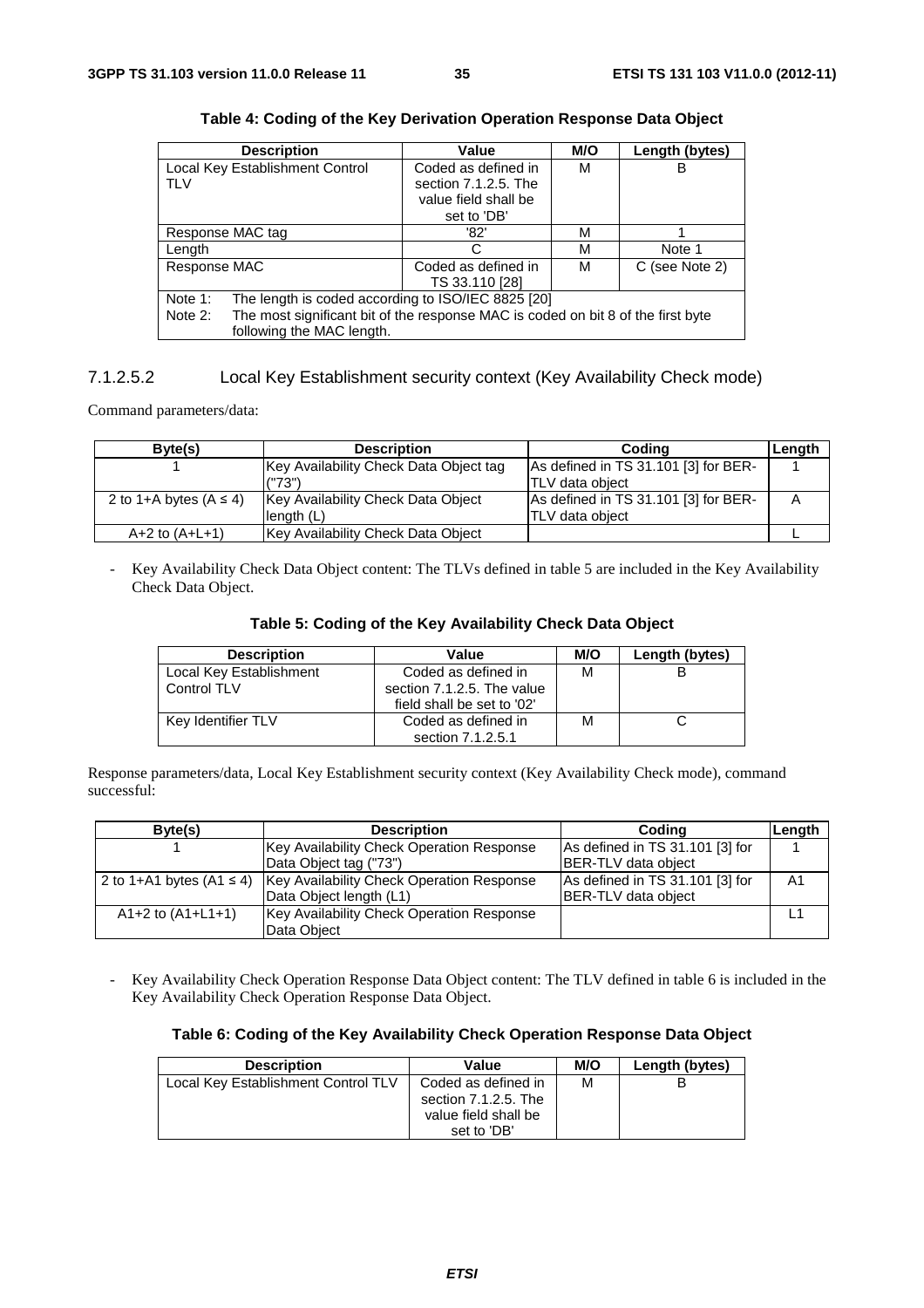**Table 4: Coding of the Key Derivation Operation Response Data Object**

| Description | Value | M/O | Length (bytes) |
|---|---|---|---|
| Local Key Establishment Control TLV | Coded as defined in section 7.1.2.5. The value field shall be set to 'DB' | M | B |
| Response MAC tag | '82' | M | 1 |
| Length | C | M | Note 1 |
| Response MAC | Coded as defined in TS 33.110 [28] | M | C (see Note 2) |
| Note 1: The length is coded according to ISO/IEC 8825 [20]<br>Note 2: The most significant bit of the response MAC is coded on bit 8 of the first byte following the MAC length. | | | |

### 7.1.2.5.2 Local Key Establishment security context (Key Availability Check mode)

Command parameters/data:

| Byte(s) | Description | Coding | Length |
|---|---|---|---|
| 1 | Key Availability Check Data Object tag ("73") | As defined in TS 31.101 [3] for BER-TLV data object | 1 |
| 2 to 1+A bytes (A ≤ 4) | Key Availability Check Data Object length (L) | As defined in TS 31.101 [3] for BER-TLV data object | A |
| A+2 to (A+L+1) | Key Availability Check Data Object | | L |

- Key Availability Check Data Object content: The TLVs defined in table 5 are included in the Key Availability Check Data Object.

**Table 5: Coding of the Key Availability Check Data Object**

| Description | Value | M/O | Length (bytes) |
|---|---|---|---|
| Local Key Establishment Control TLV | Coded as defined in section 7.1.2.5. The value field shall be set to '02' | M | B |
| Key Identifier TLV | Coded as defined in section 7.1.2.5.1 | M | C |

Response parameters/data, Local Key Establishment security context (Key Availability Check mode), command successful:

| Byte(s) | Description | Coding | Length |
|---|---|---|---|
| 1 | Key Availability Check Operation Response Data Object tag ("73") | As defined in TS 31.101 [3] for BER-TLV data object | 1 |
| 2 to 1+A1 bytes (A1 ≤ 4) | Key Availability Check Operation Response Data Object length (L1) | As defined in TS 31.101 [3] for BER-TLV data object | A1 |
| A1+2 to (A1+L1+1) | Key Availability Check Operation Response Data Object | | L1 |

- Key Availability Check Operation Response Data Object content: The TLV defined in table 6 is included in the Key Availability Check Operation Response Data Object.

**Table 6: Coding of the Key Availability Check Operation Response Data Object**

| Description | Value | M/O | Length (bytes) |
|---|---|---|---|
| Local Key Establishment Control TLV | Coded as defined in section 7.1.2.5. The value field shall be set to 'DB' | M | B |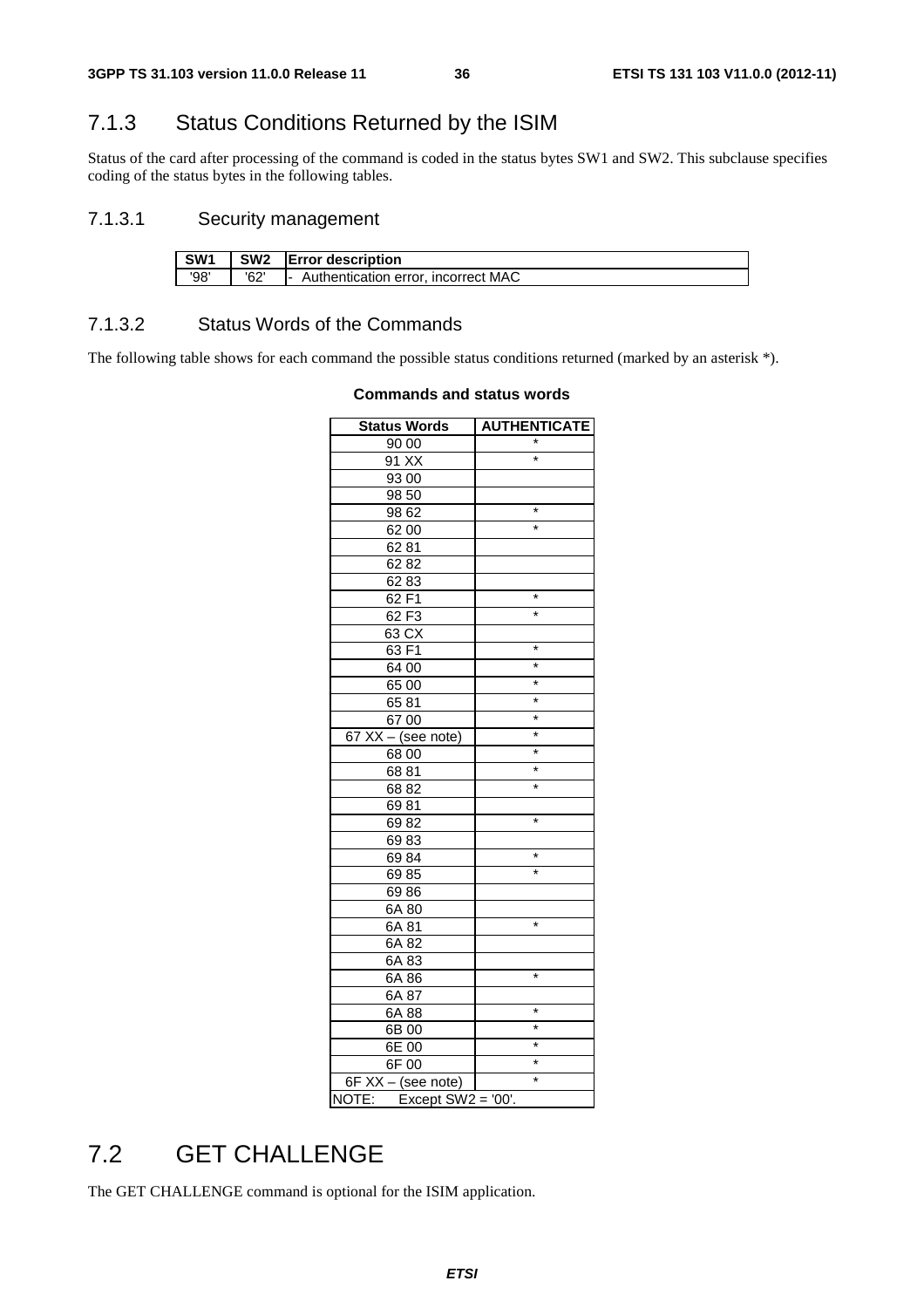## 7.1.3 Status Conditions Returned by the ISIM

Status of the card after processing of the command is coded in the status bytes SW1 and SW2. This subclause specifies coding of the status bytes in the following tables.

### 7.1.3.1 Security management

| SW1 | SW2 | Error description |
|---|---|---|
| '98' | '62' | - Authentication error, incorrect MAC |

### 7.1.3.2 Status Words of the Commands

The following table shows for each command the possible status conditions returned (marked by an asterisk *).

**Commands and status words**

| Status Words | AUTHENTICATE |
|---|---|
| 90 00 | * |
| 91 XX | * |
| 93 00 | |
| 98 50 | |
| 98 62 | * |
| 62 00 | * |
| 62 81 | |
| 62 82 | |
| 62 83 | |
| 62 F1 | * |
| 62 F3 | * |
| 63 CX | |
| 63 F1 | * |
| 64 00 | * |
| 65 00 | * |
| 65 81 | * |
| 67 00 | * |
| 67 XX – (see note) | * |
| 68 00 | * |
| 68 81 | * |
| 68 82 | * |
| 69 81 | |
| 69 82 | * |
| 69 83 | |
| 69 84 | * |
| 69 85 | * |
| 69 86 | |
| 6A 80 | |
| 6A 81 | * |
| 6A 82 | |
| 6A 83 | |
| 6A 86 | * |
| 6A 87 | |
| 6A 88 | * |
| 6B 00 | * |
| 6E 00 | * |
| 6F 00 | * |
| 6F XX – (see note) | * |
| NOTE: Except SW2 = '00'. | |

# 7.2 GET CHALLENGE

The GET CHALLENGE command is optional for the ISIM application.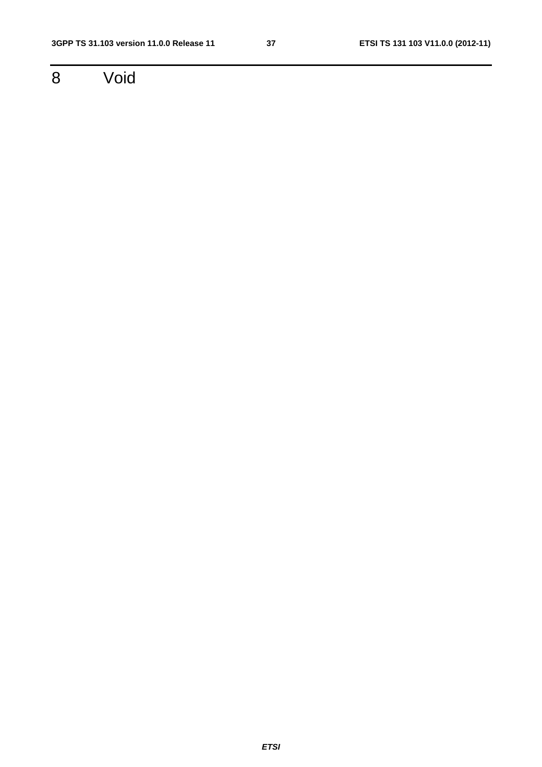# 8 Void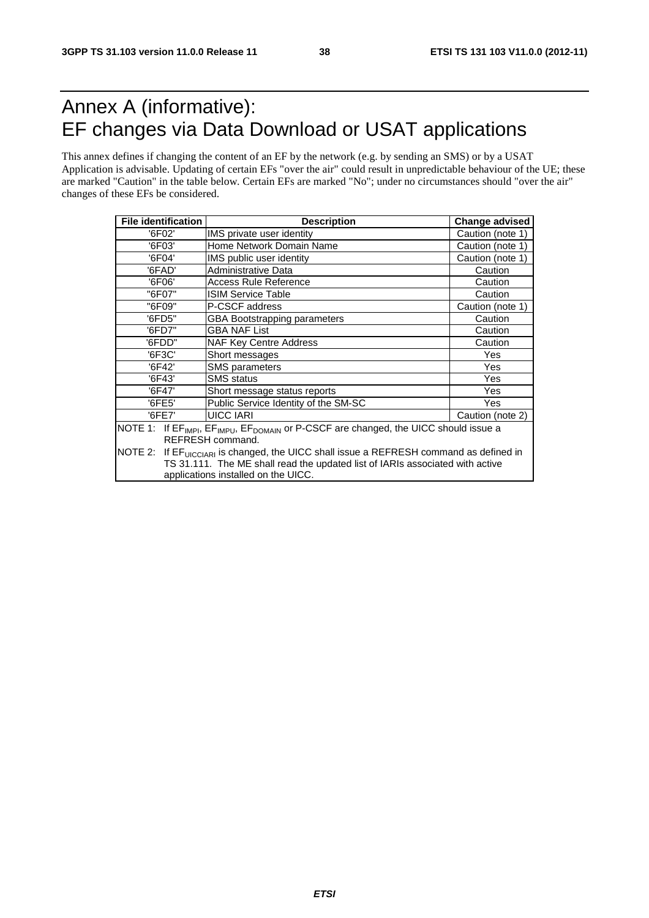# Annex A (informative): EF changes via Data Download or USAT applications

This annex defines if changing the content of an EF by the network (e.g. by sending an SMS) or by a USAT Application is advisable. Updating of certain EFs "over the air" could result in unpredictable behaviour of the UE; these are marked "Caution" in the table below. Certain EFs are marked "No"; under no circumstances should "over the air" changes of these EFs be considered.

| File identification | Description | Change advised |
|---|---|---|
| '6F02' | IMS private user identity | Caution (note 1) |
| '6F03' | Home Network Domain Name | Caution (note 1) |
| '6F04' | IMS public user identity | Caution (note 1) |
| '6FAD' | Administrative Data | Caution |
| '6F06' | Access Rule Reference | Caution |
| "6F07" | ISIM Service Table | Caution |
| "6F09" | P-CSCF address | Caution (note 1) |
| '6FD5" | GBA Bootstrapping parameters | Caution |
| '6FD7" | GBA NAF List | Caution |
| '6FDD" | NAF Key Centre Address | Caution |
| '6F3C' | Short messages | Yes |
| '6F42' | SMS parameters | Yes |
| '6F43' | SMS status | Yes |
| '6F47' | Short message status reports | Yes |
| '6FE5' | Public Service Identity of the SM-SC | Yes |
| '6FE7' | UICC IARI | Caution (note 2) |
| NOTE 1: If $EF_{IMPI}$, $EF_{IMPU}$, $EF_{DOMAIN}$ or P-CSCF are changed, the UICC should issue a REFRESH command. | | |
| NOTE 2: If $EF_{UICCIARI}$ is changed, the UICC shall issue a REFRESH command as defined in TS 31.111. The ME shall read the updated list of IARIs associated with active applications installed on the UICC. | | |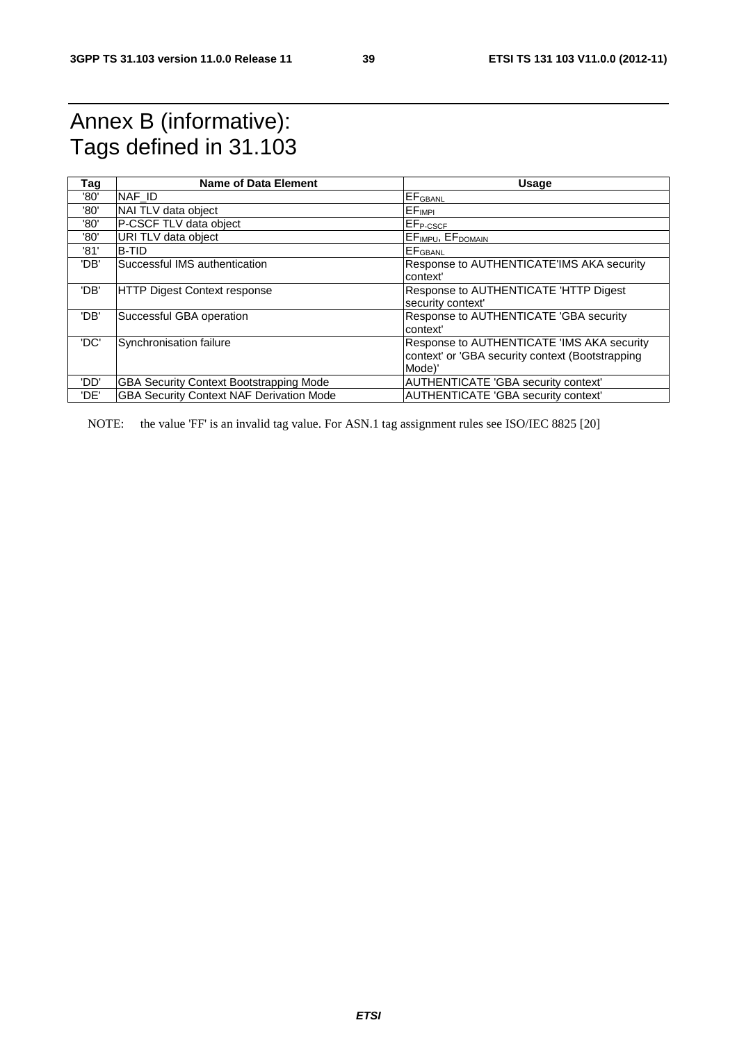# Annex B (informative): Tags defined in 31.103

| Tag | Name of Data Element | Usage |
|---|---|---|
| '80' | NAF_ID | $EF_{GBANL}$ |
| '80' | NAI TLV data object | $EF_{IMPI}$ |
| '80' | P-CSCF TLV data object | $EF_{P\text{-}CSCF}$ |
| '80' | URI TLV data object | $EF_{IMPU}$, $EF_{DOMAIN}$ |
| '81' | B-TID | $EF_{GBANL}$ |
| 'DB' | Successful IMS authentication | Response to AUTHENTICATE'IMS AKA security context' |
| 'DB' | HTTP Digest Context response | Response to AUTHENTICATE 'HTTP Digest security context' |
| 'DB' | Successful GBA operation | Response to AUTHENTICATE 'GBA security context' |
| 'DC' | Synchronisation failure | Response to AUTHENTICATE 'IMS AKA security context' or 'GBA security context (Bootstrapping Mode)' |
| 'DD' | GBA Security Context Bootstrapping Mode | AUTHENTICATE 'GBA security context' |
| 'DE' | GBA Security Context NAF Derivation Mode | AUTHENTICATE 'GBA security context' |

NOTE: the value 'FF' is an invalid tag value. For ASN.1 tag assignment rules see ISO/IEC 8825 [20]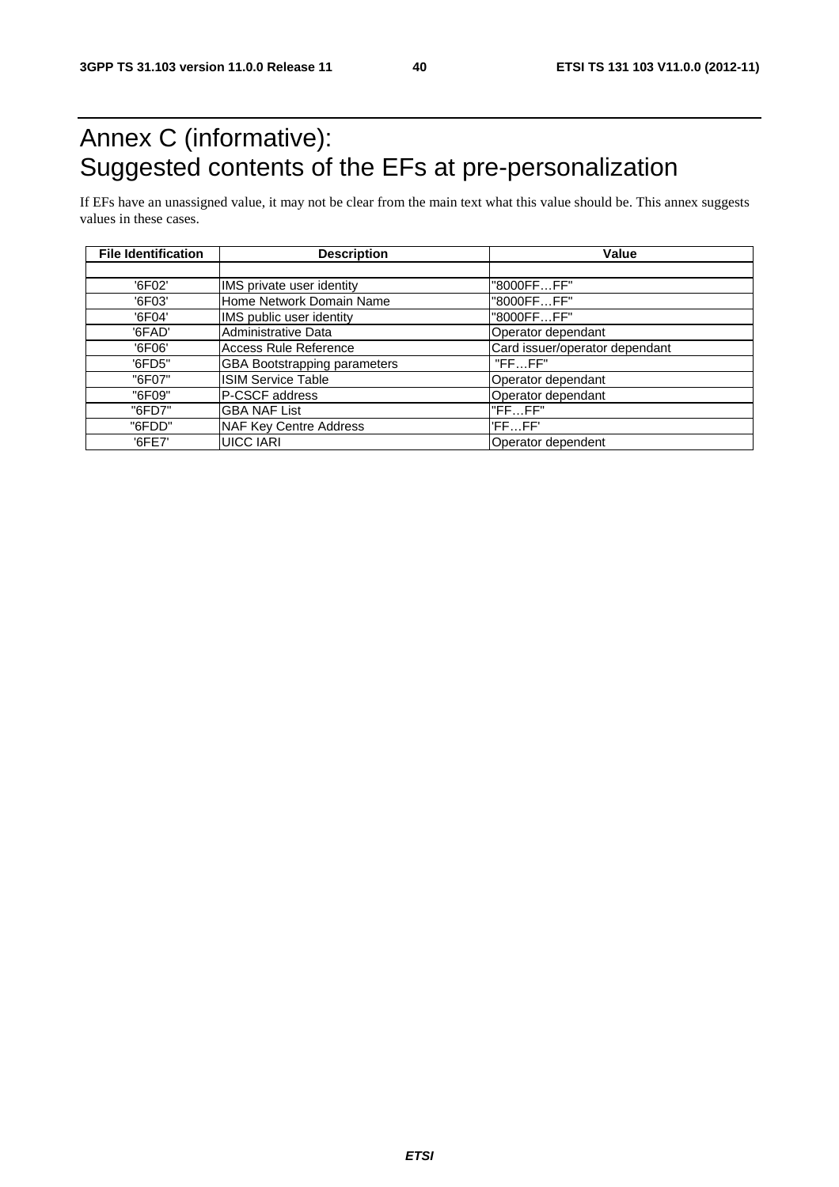# Annex C (informative): Suggested contents of the EFs at pre-personalization

If EFs have an unassigned value, it may not be clear from the main text what this value should be. This annex suggests values in these cases.

| File Identification | Description | Value |
|---|---|---|
| | | |
| '6F02' | IMS private user identity | "8000FF…FF" |
| '6F03' | Home Network Domain Name | "8000FF…FF" |
| '6F04' | IMS public user identity | "8000FF…FF" |
| '6FAD' | Administrative Data | Operator dependant |
| '6F06' | Access Rule Reference | Card issuer/operator dependant |
| '6FD5" | GBA Bootstrapping parameters | "FF…FF" |
| "6F07" | ISIM Service Table | Operator dependant |
| "6F09" | P-CSCF address | Operator dependant |
| "6FD7" | GBA NAF List | "FF…FF" |
| "6FDD" | NAF Key Centre Address | 'FF…FF' |
| '6FE7' | UICC IARI | Operator dependent |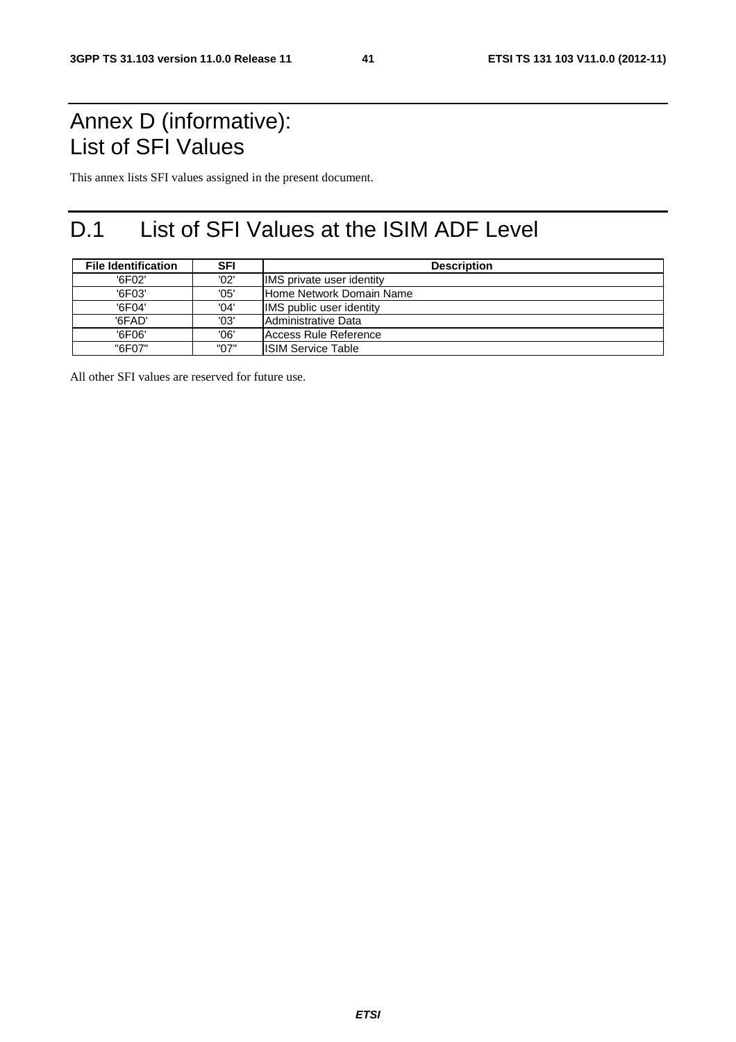# Annex D (informative): List of SFI Values

This annex lists SFI values assigned in the present document.

# D.1 List of SFI Values at the ISIM ADF Level

| File Identification | SFI | Description |
|---|---|---|
| '6F02' | '02' | IMS private user identity |
| '6F03' | '05' | Home Network Domain Name |
| '6F04' | '04' | IMS public user identity |
| '6FAD' | '03' | Administrative Data |
| '6F06' | '06' | Access Rule Reference |
| "6F07" | "07" | ISIM Service Table |

All other SFI values are reserved for future use.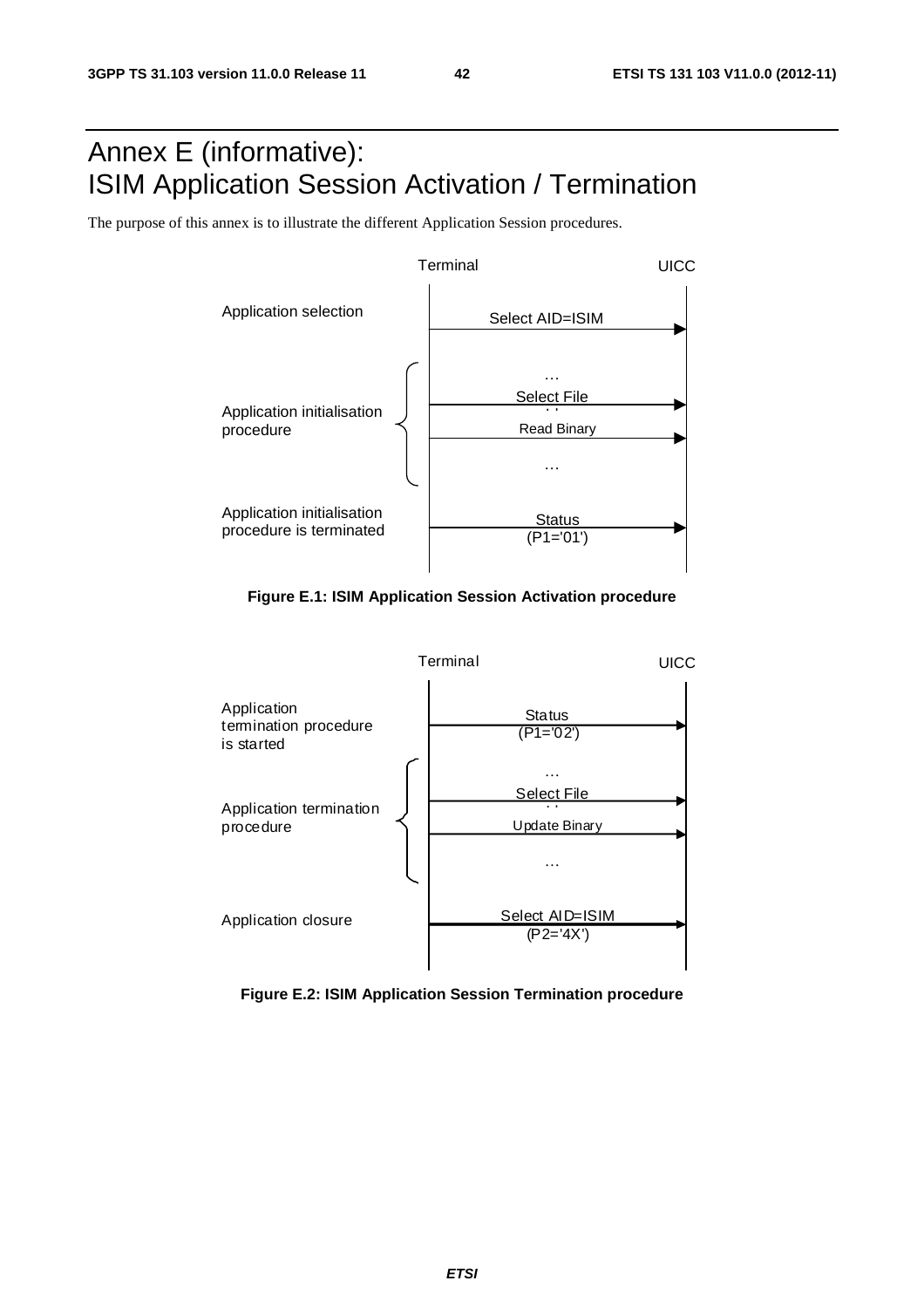# Annex E (informative): ISIM Application Session Activation / Termination

The purpose of this annex is to illustrate the different Application Session procedures.

| | Terminal → UICC |
|---|---|
| Application selection | Select AID=ISIM |
| Application initialisation procedure | … Select File … Read Binary … |
| Application initialisation procedure is terminated | Status (P1='01') |

**Figure E.1: ISIM Application Session Activation procedure**

| | Terminal → UICC |
|---|---|
| Application termination procedure is started | Status (P1='02') |
| Application termination procedure | … Select File … Update Binary … |
| Application closure | Select AID=ISIM (P2='4X') |

**Figure E.2: ISIM Application Session Termination procedure**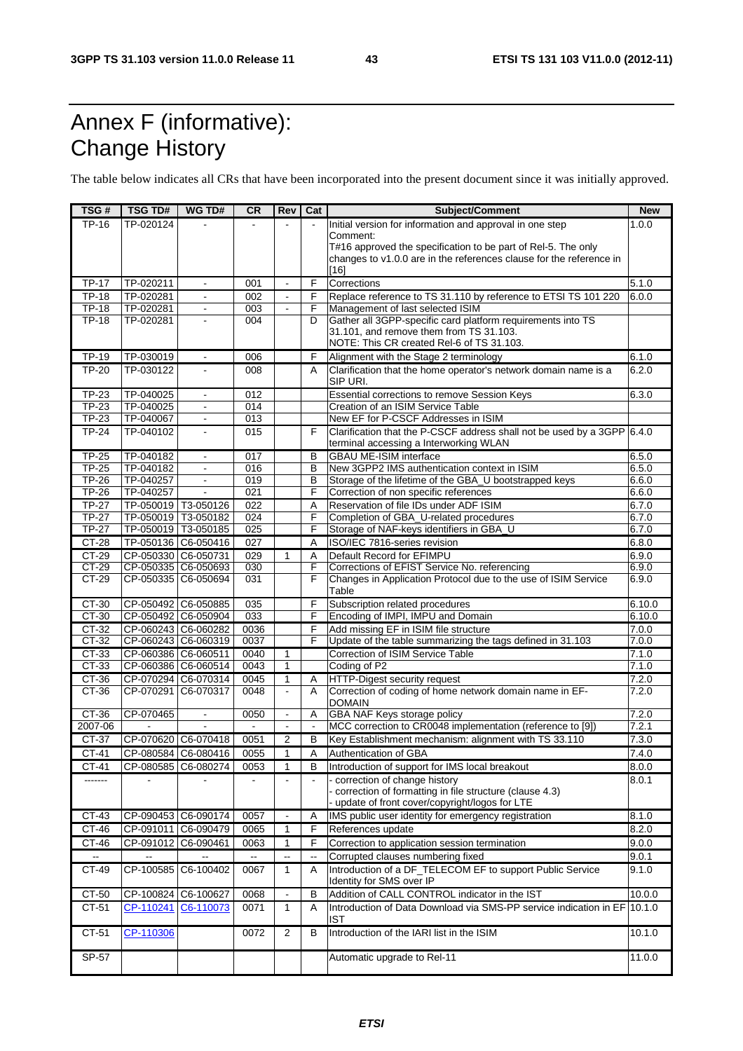# Annex F (informative): Change History

The table below indicates all CRs that have been incorporated into the present document since it was initially approved.

| TSG # | TSG TD# | WG TD# | CR | Rev | Cat | Subject/Comment | New |
|---|---|---|---|---|---|---|---|
| TP-16 | TP-020124 | - | - | - | - | Initial version for information and approval in one step<br>Comment:<br>T#16 approved the specification to be part of Rel-5. The only changes to v1.0.0 are in the references clause for the reference in [16] | 1.0.0 |
| TP-17 | TP-020211 | - | 001 | - | F | Corrections | 5.1.0 |
| TP-18 | TP-020281 | - | 002 | - | F | Replace reference to TS 31.110 by reference to ETSI TS 101 220 | 6.0.0 |
| TP-18 | TP-020281 | - | 003 | - | F | Management of last selected ISIM | |
| TP-18 | TP-020281 | - | 004 | | D | Gather all 3GPP-specific card platform requirements into TS 31.101, and remove them from TS 31.103.<br>NOTE: This CR created Rel-6 of TS 31.103. | |
| TP-19 | TP-030019 | - | 006 | | F | Alignment with the Stage 2 terminology | 6.1.0 |
| TP-20 | TP-030122 | - | 008 | | A | Clarification that the home operator's network domain name is a SIP URI. | 6.2.0 |
| TP-23 | TP-040025 | - | 012 | | | Essential corrections to remove Session Keys | 6.3.0 |
| TP-23 | TP-040025 | - | 014 | | | Creation of an ISIM Service Table | |
| TP-23 | TP-040067 | - | 013 | | | New EF for P-CSCF Addresses in ISIM | |
| TP-24 | TP-040102 | - | 015 | | F | Clarification that the P-CSCF address shall not be used by a 3GPP terminal accessing a Interworking WLAN | 6.4.0 |
| TP-25 | TP-040182 | - | 017 | | B | GBAU ME-ISIM interface | 6.5.0 |
| TP-25 | TP-040182 | - | 016 | | B | New 3GPP2 IMS authentication context in ISIM | 6.5.0 |
| TP-26 | TP-040257 | - | 019 | | B | Storage of the lifetime of the GBA_U bootstrapped keys | 6.6.0 |
| TP-26 | TP-040257 | - | 021 | | F | Correction of non specific references | 6.6.0 |
| TP-27 | TP-050019 | T3-050126 | 022 | | A | Reservation of file IDs under ADF ISIM | 6.7.0 |
| TP-27 | TP-050019 | T3-050182 | 024 | | F | Completion of GBA_U-related procedures | 6.7.0 |
| TP-27 | TP-050019 | T3-050185 | 025 | | F | Storage of NAF-keys identifiers in GBA_U | 6.7.0 |
| CT-28 | TP-050136 | C6-050416 | 027 | | A | ISO/IEC 7816-series revision | 6.8.0 |
| CT-29 | CP-050330 | C6-050731 | 029 | 1 | A | Default Record for EFIMPU | 6.9.0 |
| CT-29 | CP-050335 | C6-050693 | 030 | | F | Corrections of EFIST Service No. referencing | 6.9.0 |
| CT-29 | CP-050335 | C6-050694 | 031 | | F | Changes in Application Protocol due to the use of ISIM Service Table | 6.9.0 |
| CT-30 | CP-050492 | C6-050885 | 035 | | F | Subscription related procedures | 6.10.0 |
| CT-30 | CP-050492 | C6-050904 | 033 | | F | Encoding of IMPI, IMPU and Domain | 6.10.0 |
| CT-32 | CP-060243 | C6-060282 | 0036 | | F | Add missing EF in ISIM file structure | 7.0.0 |
| CT-32 | CP-060243 | C6-060319 | 0037 | | F | Update of the table summarizing the tags defined in 31.103 | 7.0.0 |
| CT-33 | CP-060386 | C6-060511 | 0040 | 1 | | Correction of ISIM Service Table | 7.1.0 |
| CT-33 | CP-060386 | C6-060514 | 0043 | 1 | | Coding of P2 | 7.1.0 |
| CT-36 | CP-070294 | C6-070314 | 0045 | 1 | A | HTTP-Digest security request | 7.2.0 |
| CT-36 | CP-070291 | C6-070317 | 0048 | - | A | Correction of coding of home network domain name in EF-DOMAIN | 7.2.0 |
| CT-36 | CP-070465 | - | 0050 | - | A | GBA NAF Keys storage policy | 7.2.0 |
| 2007-06 | - | - | - | - | - | MCC correction to CR0048 implementation (reference to [9]) | 7.2.1 |
| CT-37 | CP-070620 | C6-070418 | 0051 | 2 | B | Key Establishment mechanism: alignment with TS 33.110 | 7.3.0 |
| CT-41 | CP-080584 | C6-080416 | 0055 | 1 | A | Authentication of GBA | 7.4.0 |
| CT-41 | CP-080585 | C6-080274 | 0053 | 1 | B | Introduction of support for IMS local breakout | 8.0.0 |
| ------- | - | - | - | - | - | - correction of change history<br>- correction of formatting in file structure (clause 4.3)<br>- update of front cover/copyright/logos for LTE | 8.0.1 |
| CT-43 | CP-090453 | C6-090174 | 0057 | - | A | IMS public user identity for emergency registration | 8.1.0 |
| CT-46 | CP-091011 | C6-090479 | 0065 | 1 | F | References update | 8.2.0 |
| CT-46 | CP-091012 | C6-090461 | 0063 | 1 | F | Correction to application session termination | 9.0.0 |
| -- | -- | -- | -- | -- | -- | Corrupted clauses numbering fixed | 9.0.1 |
| CT-49 | CP-100585 | C6-100402 | 0067 | 1 | A | Introduction of a DF_TELECOM EF to support Public Service Identity for SMS over IP | 9.1.0 |
| CT-50 | CP-100824 | C6-100627 | 0068 | - | B | Addition of CALL CONTROL indicator in the IST | 10.0.0 |
| CT-51 | CP-110241 | C6-110073 | 0071 | 1 | A | Introduction of Data Download via SMS-PP service indication in EF IST | 10.1.0 |
| CT-51 | CP-110306 | | 0072 | 2 | B | Introduction of the IARI list in the ISIM | 10.1.0 |
| SP-57 | | | | | | Automatic upgrade to Rel-11 | 11.0.0 |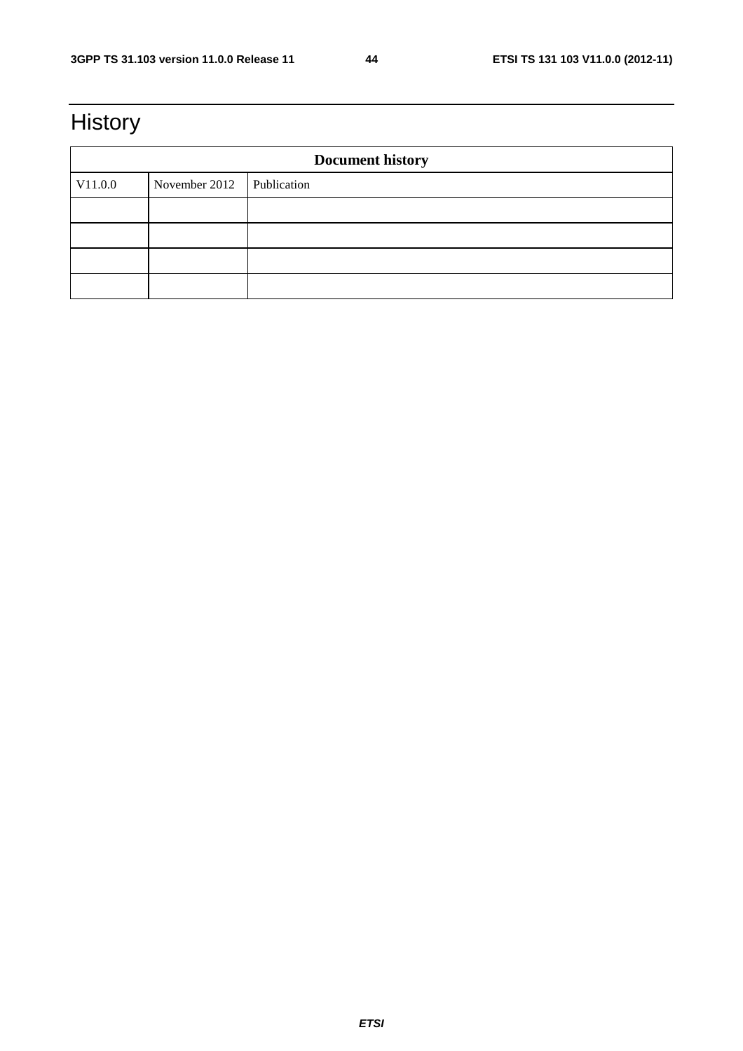# History

| Document history | | |
|---|---|---|
| V11.0.0 | November 2012 | Publication |
| | | |
| | | |
| | | |
| | | |